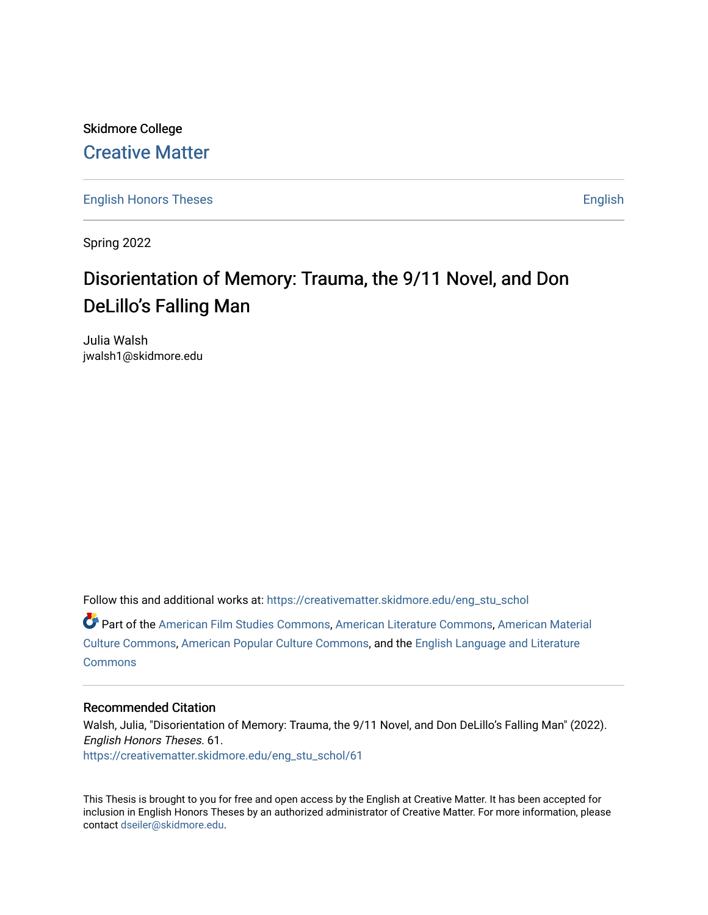Skidmore College

# Creative Matter

English Honors Theses | English

Spring 2022

## Disorientation of Memory: Trauma, the 9/11 Novel, and Don DeLillo's Falling Man

Julia Walsh
jwalsh1@skidmore.edu

Follow this and additional works at: https://creativematter.skidmore.edu/eng_stu_schol

Part of the American Film Studies Commons, American Literature Commons, American Material Culture Commons, American Popular Culture Commons, and the English Language and Literature Commons

### Recommended Citation

Walsh, Julia, "Disorientation of Memory: Trauma, the 9/11 Novel, and Don DeLillo's Falling Man" (2022). *English Honors Theses*. 61.
https://creativematter.skidmore.edu/eng_stu_schol/61

This Thesis is brought to you for free and open access by the English at Creative Matter. It has been accepted for inclusion in English Honors Theses by an authorized administrator of Creative Matter. For more information, please contact dseiler@skidmore.edu.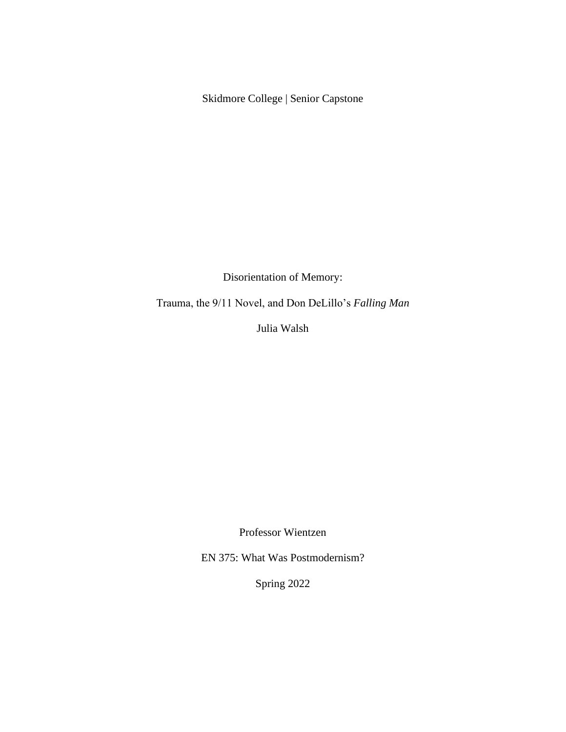Skidmore College | Senior Capstone

# Disorientation of Memory:

# Trauma, the 9/11 Novel, and Don DeLillo's *Falling Man*

Julia Walsh

Professor Wientzen

EN 375: What Was Postmodernism?

Spring 2022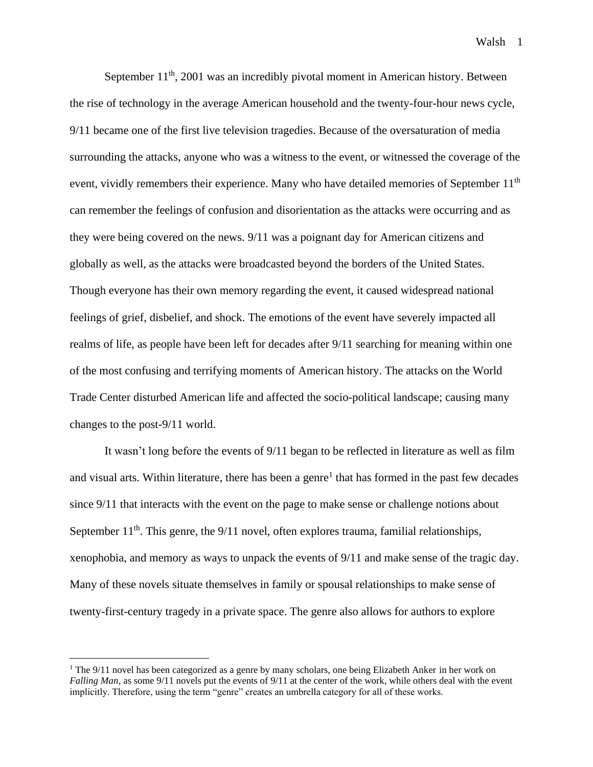September 11th, 2001 was an incredibly pivotal moment in American history. Between the rise of technology in the average American household and the twenty-four-hour news cycle, 9/11 became one of the first live television tragedies. Because of the oversaturation of media surrounding the attacks, anyone who was a witness to the event, or witnessed the coverage of the event, vividly remembers their experience. Many who have detailed memories of September 11th can remember the feelings of confusion and disorientation as the attacks were occurring and as they were being covered on the news. 9/11 was a poignant day for American citizens and globally as well, as the attacks were broadcasted beyond the borders of the United States. Though everyone has their own memory regarding the event, it caused widespread national feelings of grief, disbelief, and shock. The emotions of the event have severely impacted all realms of life, as people have been left for decades after 9/11 searching for meaning within one of the most confusing and terrifying moments of American history. The attacks on the World Trade Center disturbed American life and affected the socio-political landscape; causing many changes to the post-9/11 world.

It wasn't long before the events of 9/11 began to be reflected in literature as well as film and visual arts. Within literature, there has been a genre[1] that has formed in the past few decades since 9/11 that interacts with the event on the page to make sense or challenge notions about September 11th. This genre, the 9/11 novel, often explores trauma, familial relationships, xenophobia, and memory as ways to unpack the events of 9/11 and make sense of the tragic day. Many of these novels situate themselves in family or spousal relationships to make sense of twenty-first-century tragedy in a private space. The genre also allows for authors to explore

[1] The 9/11 novel has been categorized as a genre by many scholars, one being Elizabeth Anker in her work on *Falling Man*, as some 9/11 novels put the events of 9/11 at the center of the work, while others deal with the event implicitly. Therefore, using the term "genre" creates an umbrella category for all of these works.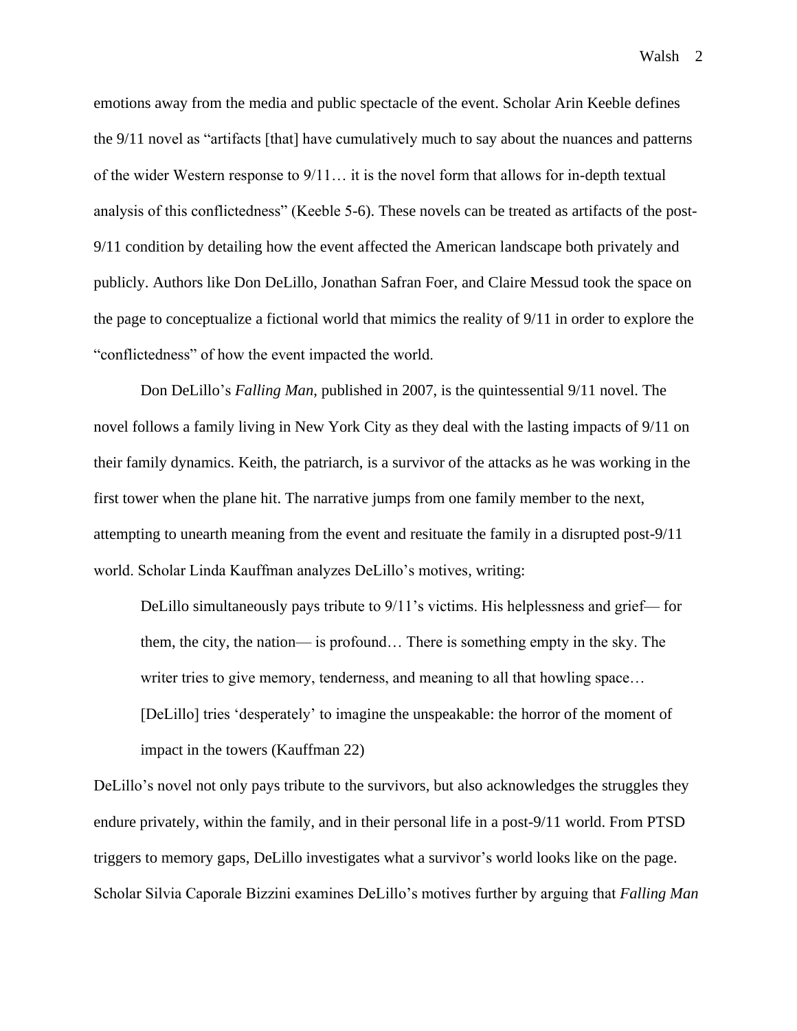emotions away from the media and public spectacle of the event. Scholar Arin Keeble defines the 9/11 novel as "artifacts [that] have cumulatively much to say about the nuances and patterns of the wider Western response to 9/11… it is the novel form that allows for in-depth textual analysis of this conflictedness" (Keeble 5-6). These novels can be treated as artifacts of the post-9/11 condition by detailing how the event affected the American landscape both privately and publicly. Authors like Don DeLillo, Jonathan Safran Foer, and Claire Messud took the space on the page to conceptualize a fictional world that mimics the reality of 9/11 in order to explore the "conflictedness" of how the event impacted the world.

Don DeLillo's *Falling Man*, published in 2007, is the quintessential 9/11 novel. The novel follows a family living in New York City as they deal with the lasting impacts of 9/11 on their family dynamics. Keith, the patriarch, is a survivor of the attacks as he was working in the first tower when the plane hit. The narrative jumps from one family member to the next, attempting to unearth meaning from the event and resituate the family in a disrupted post-9/11 world. Scholar Linda Kauffman analyzes DeLillo's motives, writing:

> DeLillo simultaneously pays tribute to 9/11's victims. His helplessness and grief— for them, the city, the nation— is profound… There is something empty in the sky. The writer tries to give memory, tenderness, and meaning to all that howling space… [DeLillo] tries 'desperately' to imagine the unspeakable: the horror of the moment of impact in the towers (Kauffman 22)

DeLillo's novel not only pays tribute to the survivors, but also acknowledges the struggles they endure privately, within the family, and in their personal life in a post-9/11 world. From PTSD triggers to memory gaps, DeLillo investigates what a survivor's world looks like on the page. Scholar Silvia Caporale Bizzini examines DeLillo's motives further by arguing that *Falling Man*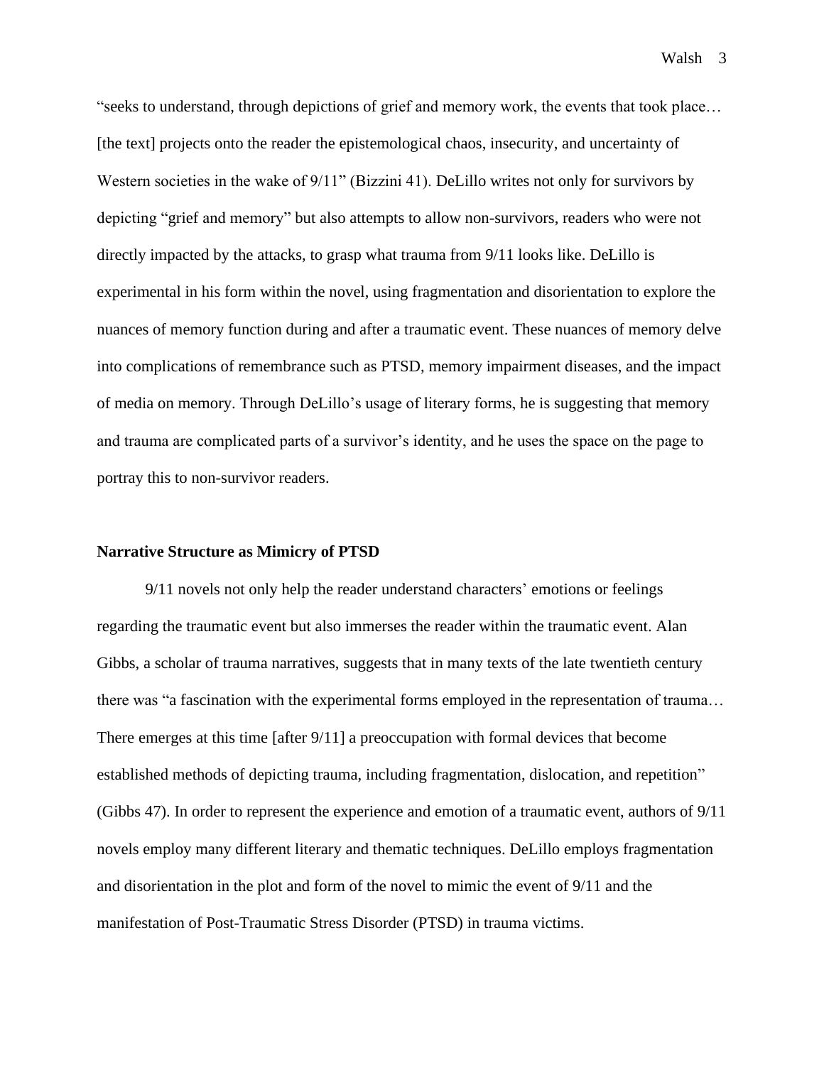"seeks to understand, through depictions of grief and memory work, the events that took place… [the text] projects onto the reader the epistemological chaos, insecurity, and uncertainty of Western societies in the wake of 9/11" (Bizzini 41). DeLillo writes not only for survivors by depicting "grief and memory" but also attempts to allow non-survivors, readers who were not directly impacted by the attacks, to grasp what trauma from 9/11 looks like. DeLillo is experimental in his form within the novel, using fragmentation and disorientation to explore the nuances of memory function during and after a traumatic event. These nuances of memory delve into complications of remembrance such as PTSD, memory impairment diseases, and the impact of media on memory. Through DeLillo's usage of literary forms, he is suggesting that memory and trauma are complicated parts of a survivor's identity, and he uses the space on the page to portray this to non-survivor readers.

**Narrative Structure as Mimicry of PTSD**

9/11 novels not only help the reader understand characters' emotions or feelings regarding the traumatic event but also immerses the reader within the traumatic event. Alan Gibbs, a scholar of trauma narratives, suggests that in many texts of the late twentieth century there was "a fascination with the experimental forms employed in the representation of trauma… There emerges at this time [after 9/11] a preoccupation with formal devices that become established methods of depicting trauma, including fragmentation, dislocation, and repetition" (Gibbs 47). In order to represent the experience and emotion of a traumatic event, authors of 9/11 novels employ many different literary and thematic techniques. DeLillo employs fragmentation and disorientation in the plot and form of the novel to mimic the event of 9/11 and the manifestation of Post-Traumatic Stress Disorder (PTSD) in trauma victims.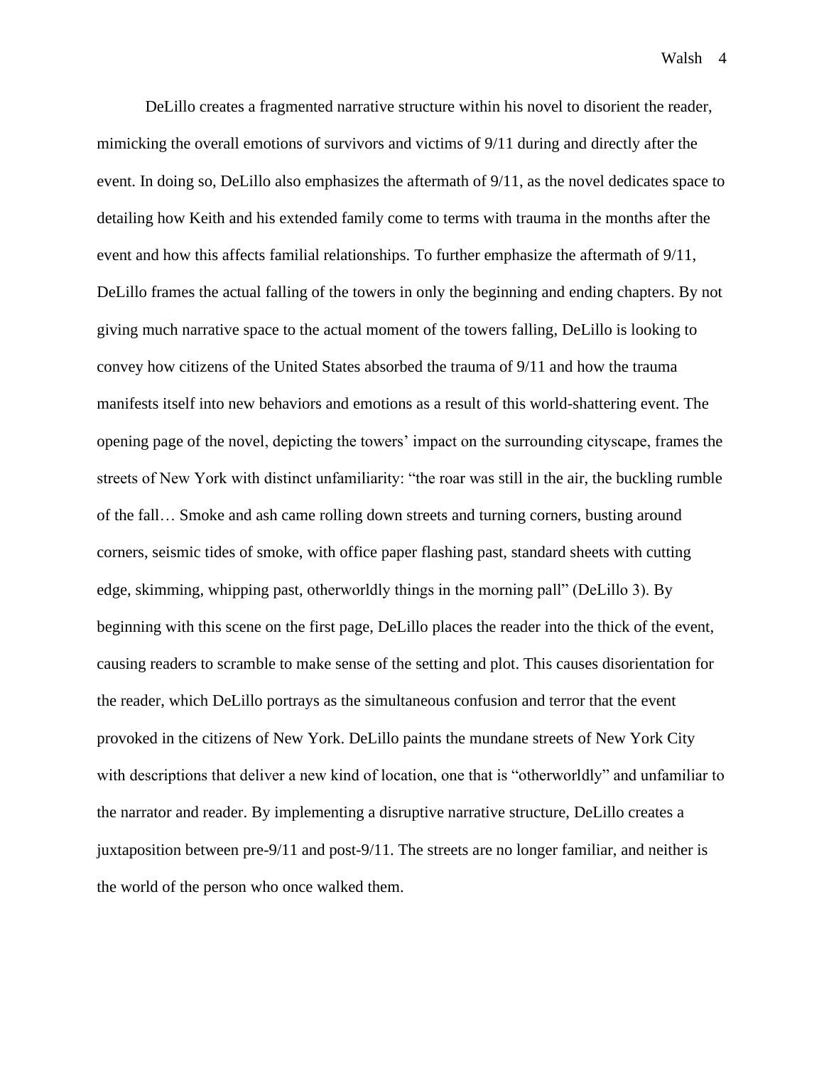DeLillo creates a fragmented narrative structure within his novel to disorient the reader, mimicking the overall emotions of survivors and victims of 9/11 during and directly after the event. In doing so, DeLillo also emphasizes the aftermath of 9/11, as the novel dedicates space to detailing how Keith and his extended family come to terms with trauma in the months after the event and how this affects familial relationships. To further emphasize the aftermath of 9/11, DeLillo frames the actual falling of the towers in only the beginning and ending chapters. By not giving much narrative space to the actual moment of the towers falling, DeLillo is looking to convey how citizens of the United States absorbed the trauma of 9/11 and how the trauma manifests itself into new behaviors and emotions as a result of this world-shattering event. The opening page of the novel, depicting the towers' impact on the surrounding cityscape, frames the streets of New York with distinct unfamiliarity: "the roar was still in the air, the buckling rumble of the fall… Smoke and ash came rolling down streets and turning corners, busting around corners, seismic tides of smoke, with office paper flashing past, standard sheets with cutting edge, skimming, whipping past, otherworldly things in the morning pall" (DeLillo 3). By beginning with this scene on the first page, DeLillo places the reader into the thick of the event, causing readers to scramble to make sense of the setting and plot. This causes disorientation for the reader, which DeLillo portrays as the simultaneous confusion and terror that the event provoked in the citizens of New York. DeLillo paints the mundane streets of New York City with descriptions that deliver a new kind of location, one that is "otherworldly" and unfamiliar to the narrator and reader. By implementing a disruptive narrative structure, DeLillo creates a juxtaposition between pre-9/11 and post-9/11. The streets are no longer familiar, and neither is the world of the person who once walked them.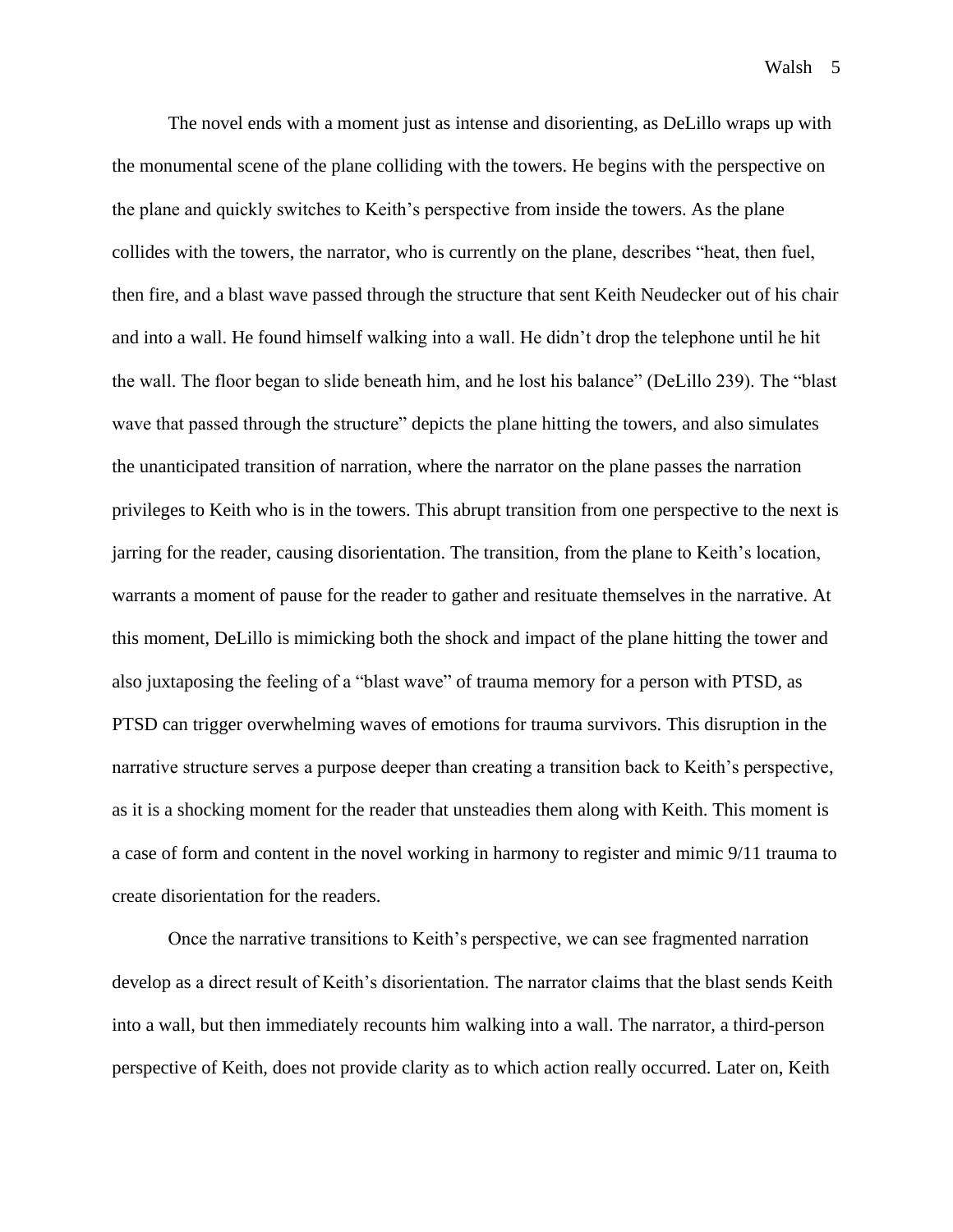The novel ends with a moment just as intense and disorienting, as DeLillo wraps up with the monumental scene of the plane colliding with the towers. He begins with the perspective on the plane and quickly switches to Keith's perspective from inside the towers. As the plane collides with the towers, the narrator, who is currently on the plane, describes "heat, then fuel, then fire, and a blast wave passed through the structure that sent Keith Neudecker out of his chair and into a wall. He found himself walking into a wall. He didn't drop the telephone until he hit the wall. The floor began to slide beneath him, and he lost his balance" (DeLillo 239). The "blast wave that passed through the structure" depicts the plane hitting the towers, and also simulates the unanticipated transition of narration, where the narrator on the plane passes the narration privileges to Keith who is in the towers. This abrupt transition from one perspective to the next is jarring for the reader, causing disorientation. The transition, from the plane to Keith's location, warrants a moment of pause for the reader to gather and resituate themselves in the narrative. At this moment, DeLillo is mimicking both the shock and impact of the plane hitting the tower and also juxtaposing the feeling of a "blast wave" of trauma memory for a person with PTSD, as PTSD can trigger overwhelming waves of emotions for trauma survivors. This disruption in the narrative structure serves a purpose deeper than creating a transition back to Keith's perspective, as it is a shocking moment for the reader that unsteadies them along with Keith. This moment is a case of form and content in the novel working in harmony to register and mimic 9/11 trauma to create disorientation for the readers.

Once the narrative transitions to Keith's perspective, we can see fragmented narration develop as a direct result of Keith's disorientation. The narrator claims that the blast sends Keith into a wall, but then immediately recounts him walking into a wall. The narrator, a third-person perspective of Keith, does not provide clarity as to which action really occurred. Later on, Keith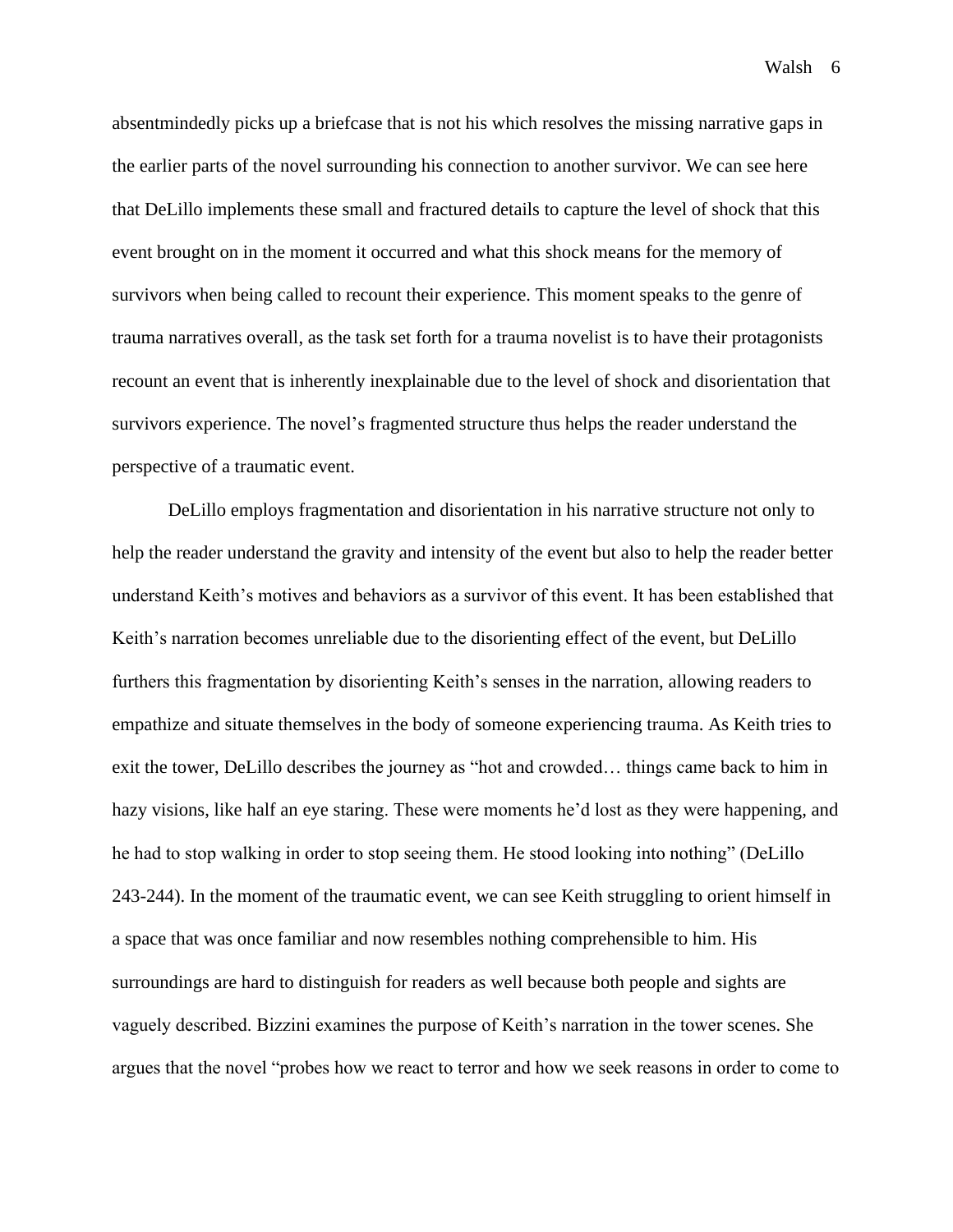absentmindedly picks up a briefcase that is not his which resolves the missing narrative gaps in the earlier parts of the novel surrounding his connection to another survivor. We can see here that DeLillo implements these small and fractured details to capture the level of shock that this event brought on in the moment it occurred and what this shock means for the memory of survivors when being called to recount their experience. This moment speaks to the genre of trauma narratives overall, as the task set forth for a trauma novelist is to have their protagonists recount an event that is inherently inexplainable due to the level of shock and disorientation that survivors experience. The novel's fragmented structure thus helps the reader understand the perspective of a traumatic event.

DeLillo employs fragmentation and disorientation in his narrative structure not only to help the reader understand the gravity and intensity of the event but also to help the reader better understand Keith's motives and behaviors as a survivor of this event. It has been established that Keith's narration becomes unreliable due to the disorienting effect of the event, but DeLillo furthers this fragmentation by disorienting Keith's senses in the narration, allowing readers to empathize and situate themselves in the body of someone experiencing trauma. As Keith tries to exit the tower, DeLillo describes the journey as "hot and crowded… things came back to him in hazy visions, like half an eye staring. These were moments he'd lost as they were happening, and he had to stop walking in order to stop seeing them. He stood looking into nothing" (DeLillo 243-244). In the moment of the traumatic event, we can see Keith struggling to orient himself in a space that was once familiar and now resembles nothing comprehensible to him. His surroundings are hard to distinguish for readers as well because both people and sights are vaguely described. Bizzini examines the purpose of Keith's narration in the tower scenes. She argues that the novel "probes how we react to terror and how we seek reasons in order to come to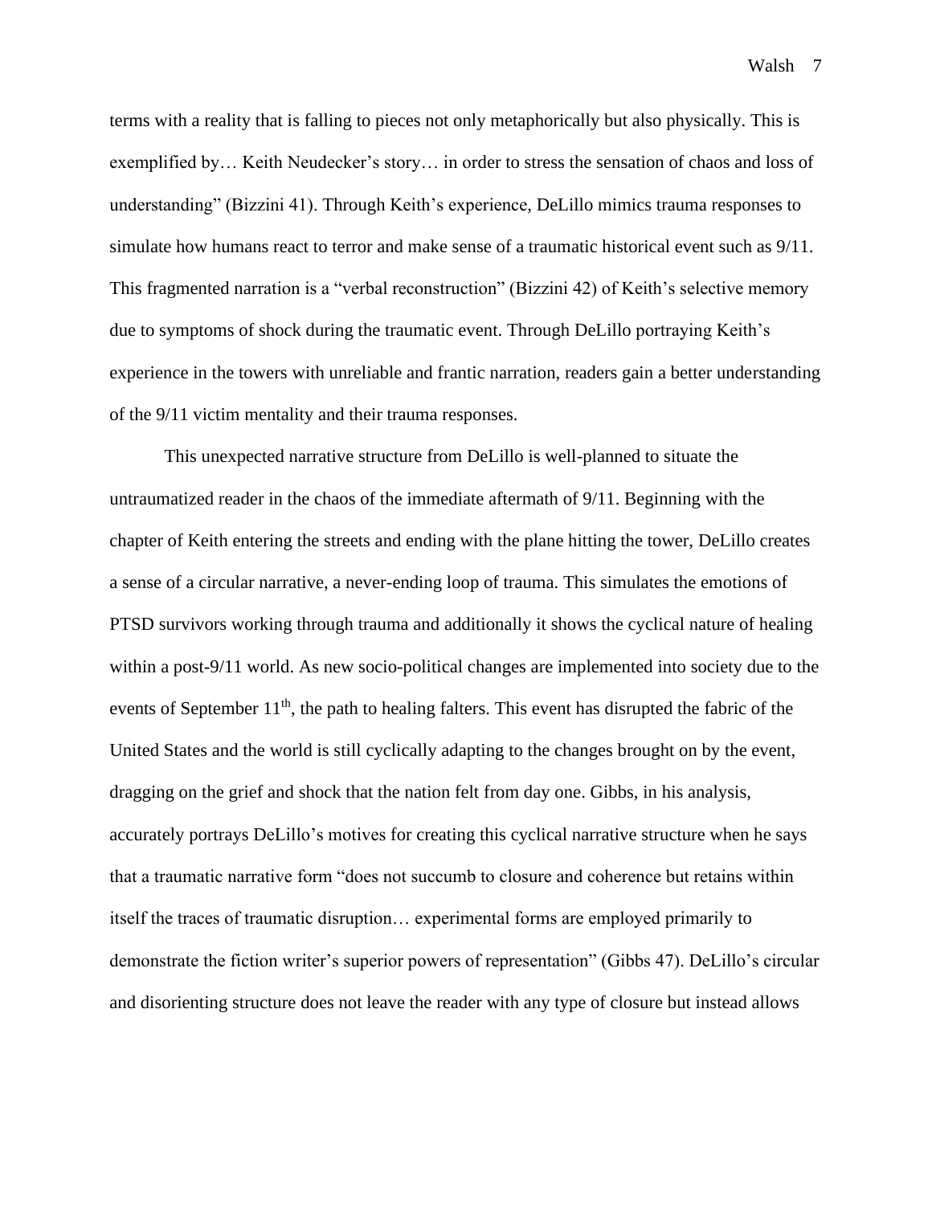terms with a reality that is falling to pieces not only metaphorically but also physically. This is exemplified by… Keith Neudecker's story… in order to stress the sensation of chaos and loss of understanding" (Bizzini 41). Through Keith's experience, DeLillo mimics trauma responses to simulate how humans react to terror and make sense of a traumatic historical event such as 9/11. This fragmented narration is a "verbal reconstruction" (Bizzini 42) of Keith's selective memory due to symptoms of shock during the traumatic event. Through DeLillo portraying Keith's experience in the towers with unreliable and frantic narration, readers gain a better understanding of the 9/11 victim mentality and their trauma responses.

This unexpected narrative structure from DeLillo is well-planned to situate the untraumatized reader in the chaos of the immediate aftermath of 9/11. Beginning with the chapter of Keith entering the streets and ending with the plane hitting the tower, DeLillo creates a sense of a circular narrative, a never-ending loop of trauma. This simulates the emotions of PTSD survivors working through trauma and additionally it shows the cyclical nature of healing within a post-9/11 world. As new socio-political changes are implemented into society due to the events of September 11th, the path to healing falters. This event has disrupted the fabric of the United States and the world is still cyclically adapting to the changes brought on by the event, dragging on the grief and shock that the nation felt from day one. Gibbs, in his analysis, accurately portrays DeLillo's motives for creating this cyclical narrative structure when he says that a traumatic narrative form "does not succumb to closure and coherence but retains within itself the traces of traumatic disruption… experimental forms are employed primarily to demonstrate the fiction writer's superior powers of representation" (Gibbs 47). DeLillo's circular and disorienting structure does not leave the reader with any type of closure but instead allows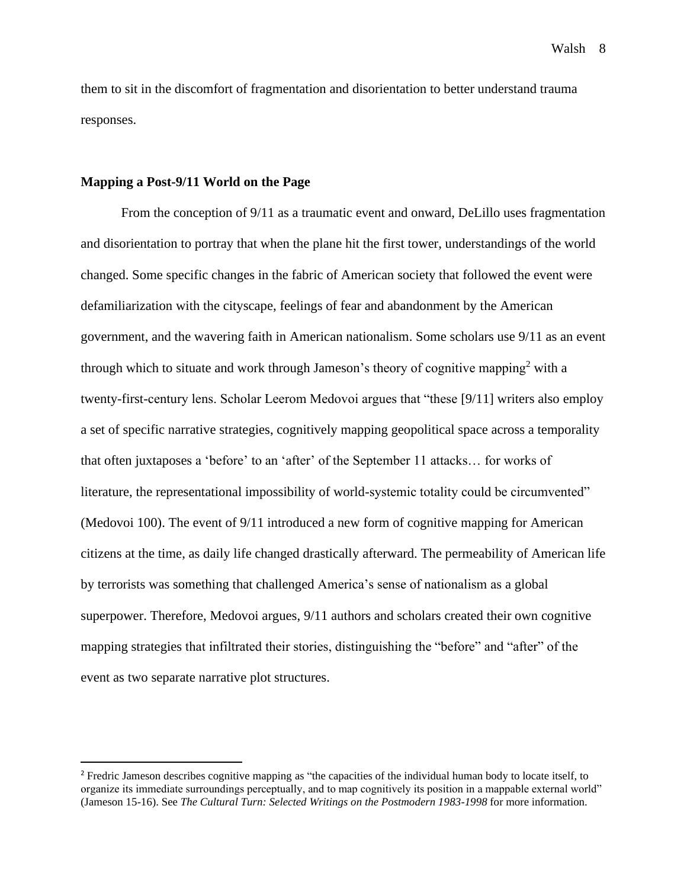them to sit in the discomfort of fragmentation and disorientation to better understand trauma responses.

### Mapping a Post-9/11 World on the Page

From the conception of 9/11 as a traumatic event and onward, DeLillo uses fragmentation and disorientation to portray that when the plane hit the first tower, understandings of the world changed. Some specific changes in the fabric of American society that followed the event were defamiliarization with the cityscape, feelings of fear and abandonment by the American government, and the wavering faith in American nationalism. Some scholars use 9/11 as an event through which to situate and work through Jameson's theory of cognitive mapping[2] with a twenty-first-century lens. Scholar Leerom Medovoi argues that "these [9/11] writers also employ a set of specific narrative strategies, cognitively mapping geopolitical space across a temporality that often juxtaposes a 'before' to an 'after' of the September 11 attacks… for works of literature, the representational impossibility of world-systemic totality could be circumvented" (Medovoi 100). The event of 9/11 introduced a new form of cognitive mapping for American citizens at the time, as daily life changed drastically afterward. The permeability of American life by terrorists was something that challenged America's sense of nationalism as a global superpower. Therefore, Medovoi argues, 9/11 authors and scholars created their own cognitive mapping strategies that infiltrated their stories, distinguishing the "before" and "after" of the event as two separate narrative plot structures.

[2] Fredric Jameson describes cognitive mapping as "the capacities of the individual human body to locate itself, to organize its immediate surroundings perceptually, and to map cognitively its position in a mappable external world" (Jameson 15-16). See *The Cultural Turn: Selected Writings on the Postmodern 1983-1998* for more information.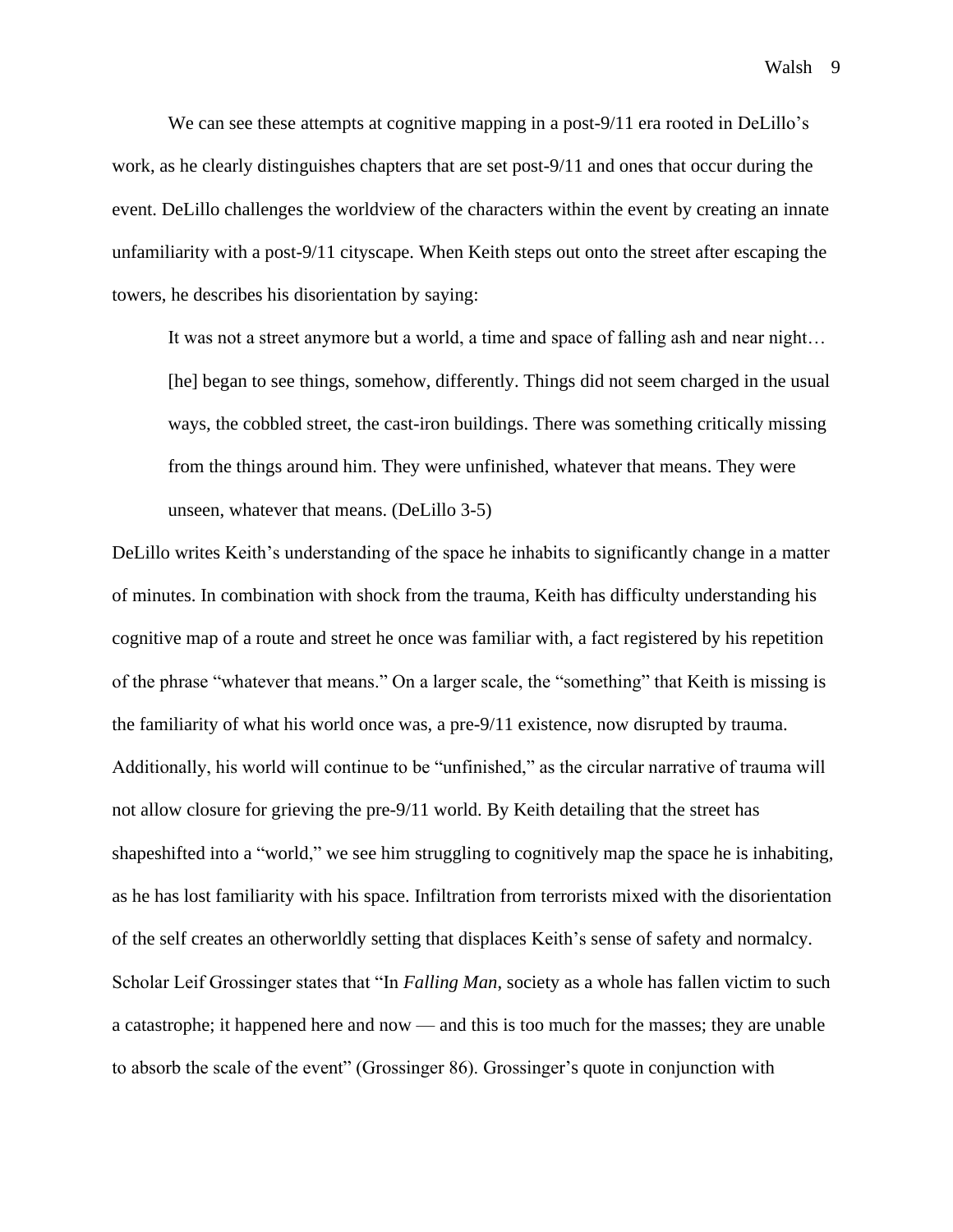We can see these attempts at cognitive mapping in a post-9/11 era rooted in DeLillo's work, as he clearly distinguishes chapters that are set post-9/11 and ones that occur during the event. DeLillo challenges the worldview of the characters within the event by creating an innate unfamiliarity with a post-9/11 cityscape. When Keith steps out onto the street after escaping the towers, he describes his disorientation by saying:

> It was not a street anymore but a world, a time and space of falling ash and near night… [he] began to see things, somehow, differently. Things did not seem charged in the usual ways, the cobbled street, the cast-iron buildings. There was something critically missing from the things around him. They were unfinished, whatever that means. They were unseen, whatever that means. (DeLillo 3-5)

DeLillo writes Keith's understanding of the space he inhabits to significantly change in a matter of minutes. In combination with shock from the trauma, Keith has difficulty understanding his cognitive map of a route and street he once was familiar with, a fact registered by his repetition of the phrase "whatever that means." On a larger scale, the "something" that Keith is missing is the familiarity of what his world once was, a pre-9/11 existence, now disrupted by trauma. Additionally, his world will continue to be "unfinished," as the circular narrative of trauma will not allow closure for grieving the pre-9/11 world. By Keith detailing that the street has shapeshifted into a "world," we see him struggling to cognitively map the space he is inhabiting, as he has lost familiarity with his space. Infiltration from terrorists mixed with the disorientation of the self creates an otherworldly setting that displaces Keith's sense of safety and normalcy. Scholar Leif Grossinger states that "In *Falling Man*, society as a whole has fallen victim to such a catastrophe; it happened here and now — and this is too much for the masses; they are unable to absorb the scale of the event" (Grossinger 86). Grossinger's quote in conjunction with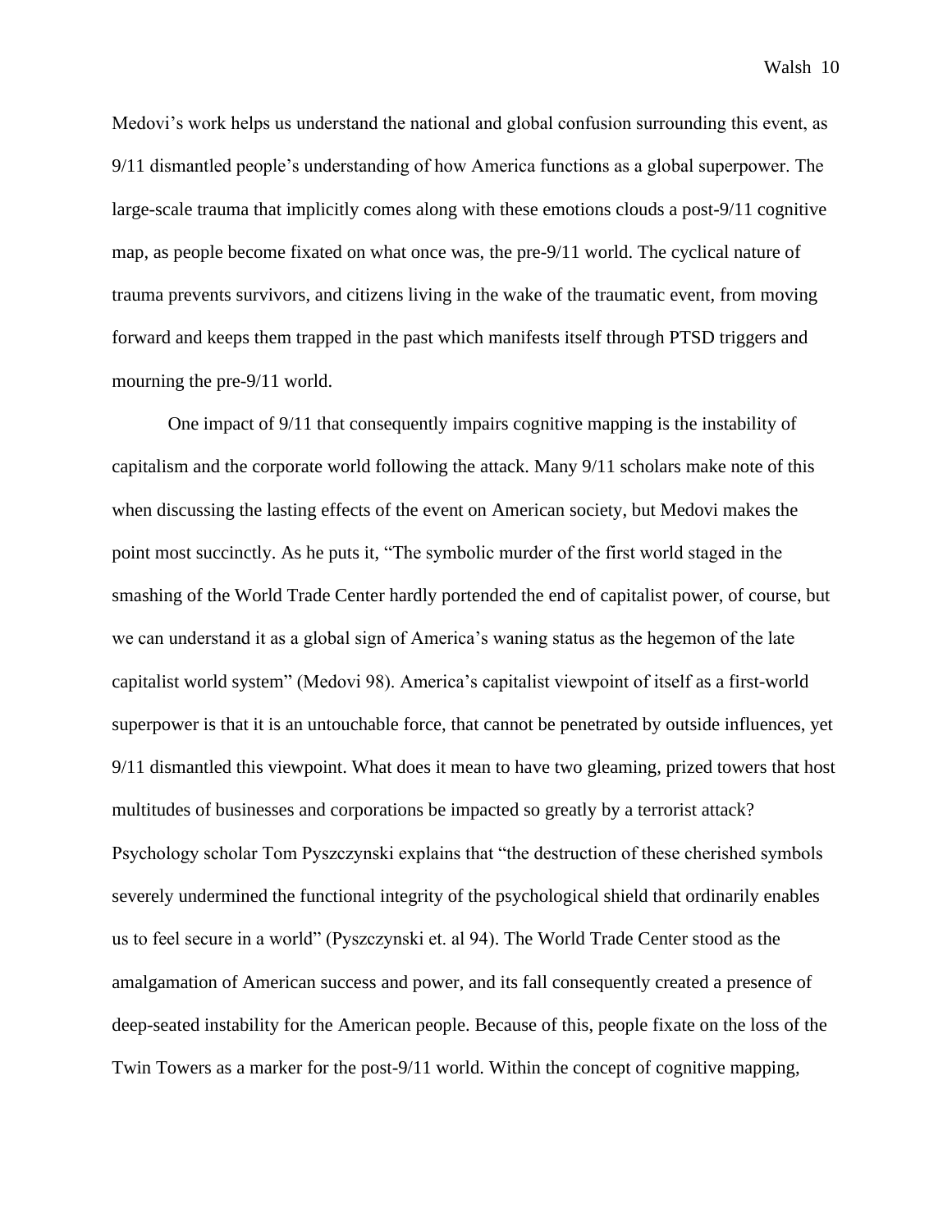Medovi's work helps us understand the national and global confusion surrounding this event, as 9/11 dismantled people's understanding of how America functions as a global superpower. The large-scale trauma that implicitly comes along with these emotions clouds a post-9/11 cognitive map, as people become fixated on what once was, the pre-9/11 world. The cyclical nature of trauma prevents survivors, and citizens living in the wake of the traumatic event, from moving forward and keeps them trapped in the past which manifests itself through PTSD triggers and mourning the pre-9/11 world.

One impact of 9/11 that consequently impairs cognitive mapping is the instability of capitalism and the corporate world following the attack. Many 9/11 scholars make note of this when discussing the lasting effects of the event on American society, but Medovi makes the point most succinctly. As he puts it, "The symbolic murder of the first world staged in the smashing of the World Trade Center hardly portended the end of capitalist power, of course, but we can understand it as a global sign of America's waning status as the hegemon of the late capitalist world system" (Medovi 98). America's capitalist viewpoint of itself as a first-world superpower is that it is an untouchable force, that cannot be penetrated by outside influences, yet 9/11 dismantled this viewpoint. What does it mean to have two gleaming, prized towers that host multitudes of businesses and corporations be impacted so greatly by a terrorist attack? Psychology scholar Tom Pyszczynski explains that "the destruction of these cherished symbols severely undermined the functional integrity of the psychological shield that ordinarily enables us to feel secure in a world" (Pyszczynski et. al 94). The World Trade Center stood as the amalgamation of American success and power, and its fall consequently created a presence of deep-seated instability for the American people. Because of this, people fixate on the loss of the Twin Towers as a marker for the post-9/11 world. Within the concept of cognitive mapping,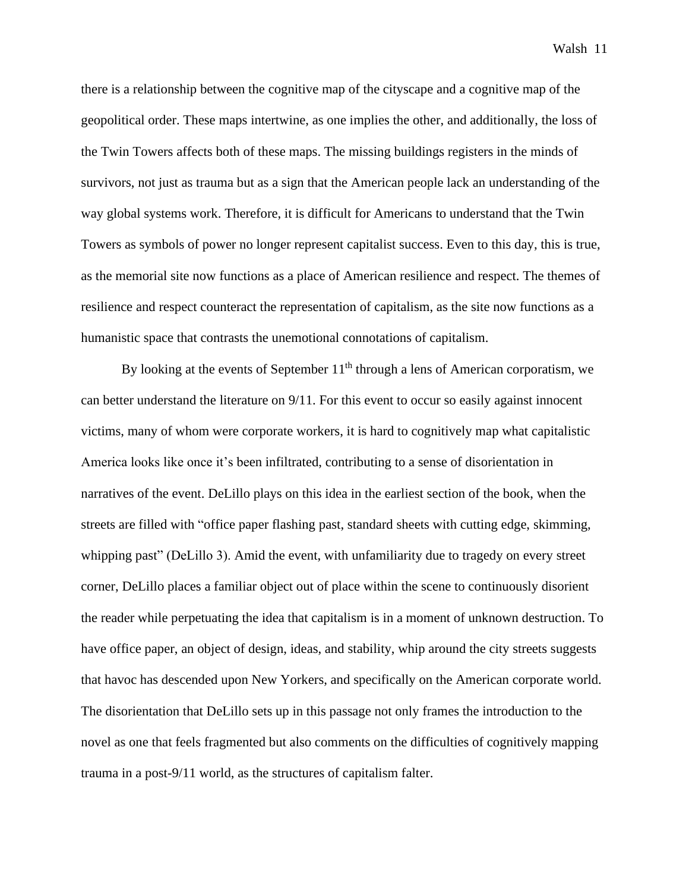there is a relationship between the cognitive map of the cityscape and a cognitive map of the geopolitical order. These maps intertwine, as one implies the other, and additionally, the loss of the Twin Towers affects both of these maps. The missing buildings registers in the minds of survivors, not just as trauma but as a sign that the American people lack an understanding of the way global systems work. Therefore, it is difficult for Americans to understand that the Twin Towers as symbols of power no longer represent capitalist success. Even to this day, this is true, as the memorial site now functions as a place of American resilience and respect. The themes of resilience and respect counteract the representation of capitalism, as the site now functions as a humanistic space that contrasts the unemotional connotations of capitalism.

By looking at the events of September 11th through a lens of American corporatism, we can better understand the literature on 9/11. For this event to occur so easily against innocent victims, many of whom were corporate workers, it is hard to cognitively map what capitalistic America looks like once it's been infiltrated, contributing to a sense of disorientation in narratives of the event. DeLillo plays on this idea in the earliest section of the book, when the streets are filled with "office paper flashing past, standard sheets with cutting edge, skimming, whipping past" (DeLillo 3). Amid the event, with unfamiliarity due to tragedy on every street corner, DeLillo places a familiar object out of place within the scene to continuously disorient the reader while perpetuating the idea that capitalism is in a moment of unknown destruction. To have office paper, an object of design, ideas, and stability, whip around the city streets suggests that havoc has descended upon New Yorkers, and specifically on the American corporate world. The disorientation that DeLillo sets up in this passage not only frames the introduction to the novel as one that feels fragmented but also comments on the difficulties of cognitively mapping trauma in a post-9/11 world, as the structures of capitalism falter.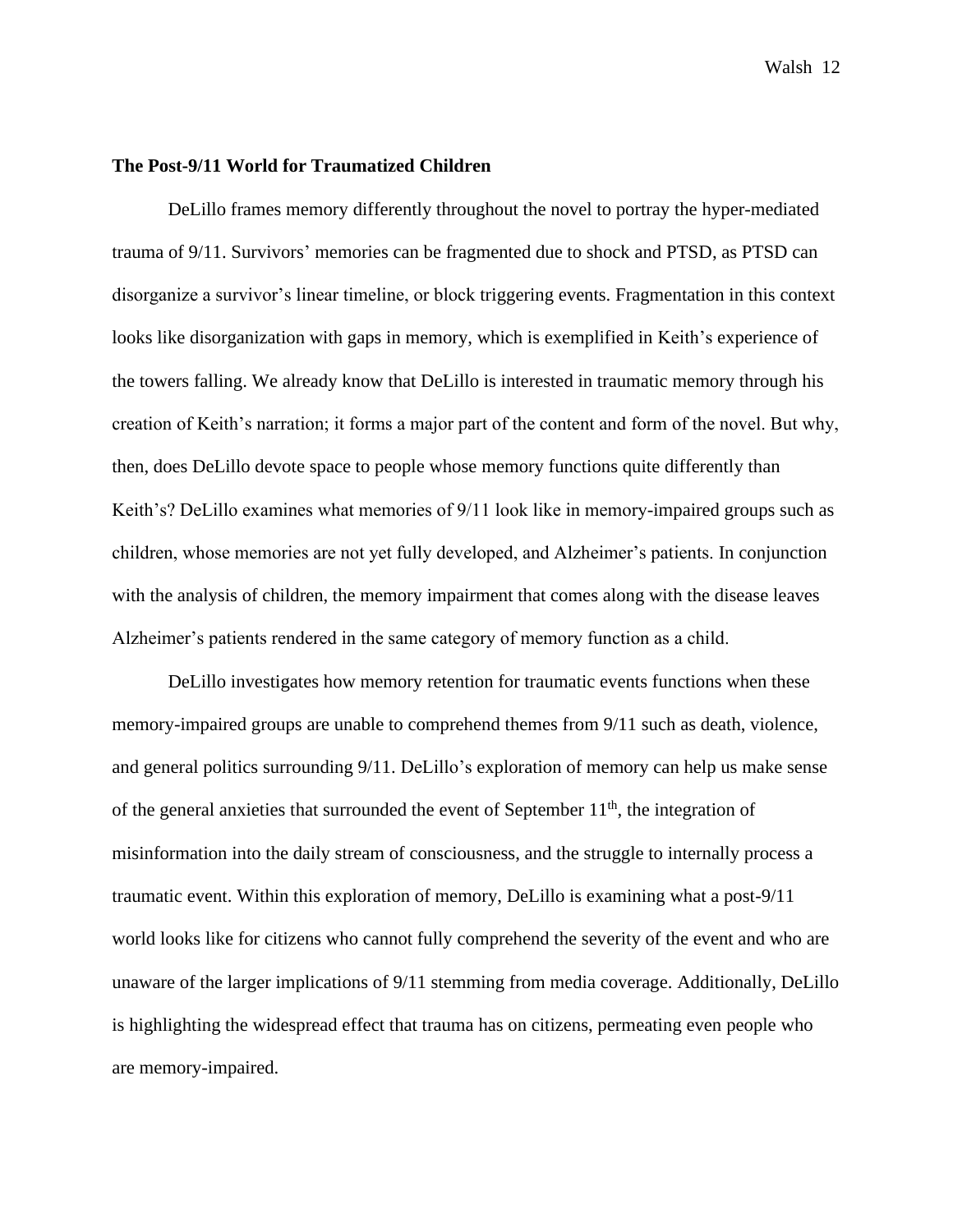### The Post-9/11 World for Traumatized Children

DeLillo frames memory differently throughout the novel to portray the hyper-mediated trauma of 9/11. Survivors' memories can be fragmented due to shock and PTSD, as PTSD can disorganize a survivor's linear timeline, or block triggering events. Fragmentation in this context looks like disorganization with gaps in memory, which is exemplified in Keith's experience of the towers falling. We already know that DeLillo is interested in traumatic memory through his creation of Keith's narration; it forms a major part of the content and form of the novel. But why, then, does DeLillo devote space to people whose memory functions quite differently than Keith's? DeLillo examines what memories of 9/11 look like in memory-impaired groups such as children, whose memories are not yet fully developed, and Alzheimer's patients. In conjunction with the analysis of children, the memory impairment that comes along with the disease leaves Alzheimer's patients rendered in the same category of memory function as a child.

DeLillo investigates how memory retention for traumatic events functions when these memory-impaired groups are unable to comprehend themes from 9/11 such as death, violence, and general politics surrounding 9/11. DeLillo's exploration of memory can help us make sense of the general anxieties that surrounded the event of September 11th, the integration of misinformation into the daily stream of consciousness, and the struggle to internally process a traumatic event. Within this exploration of memory, DeLillo is examining what a post-9/11 world looks like for citizens who cannot fully comprehend the severity of the event and who are unaware of the larger implications of 9/11 stemming from media coverage. Additionally, DeLillo is highlighting the widespread effect that trauma has on citizens, permeating even people who are memory-impaired.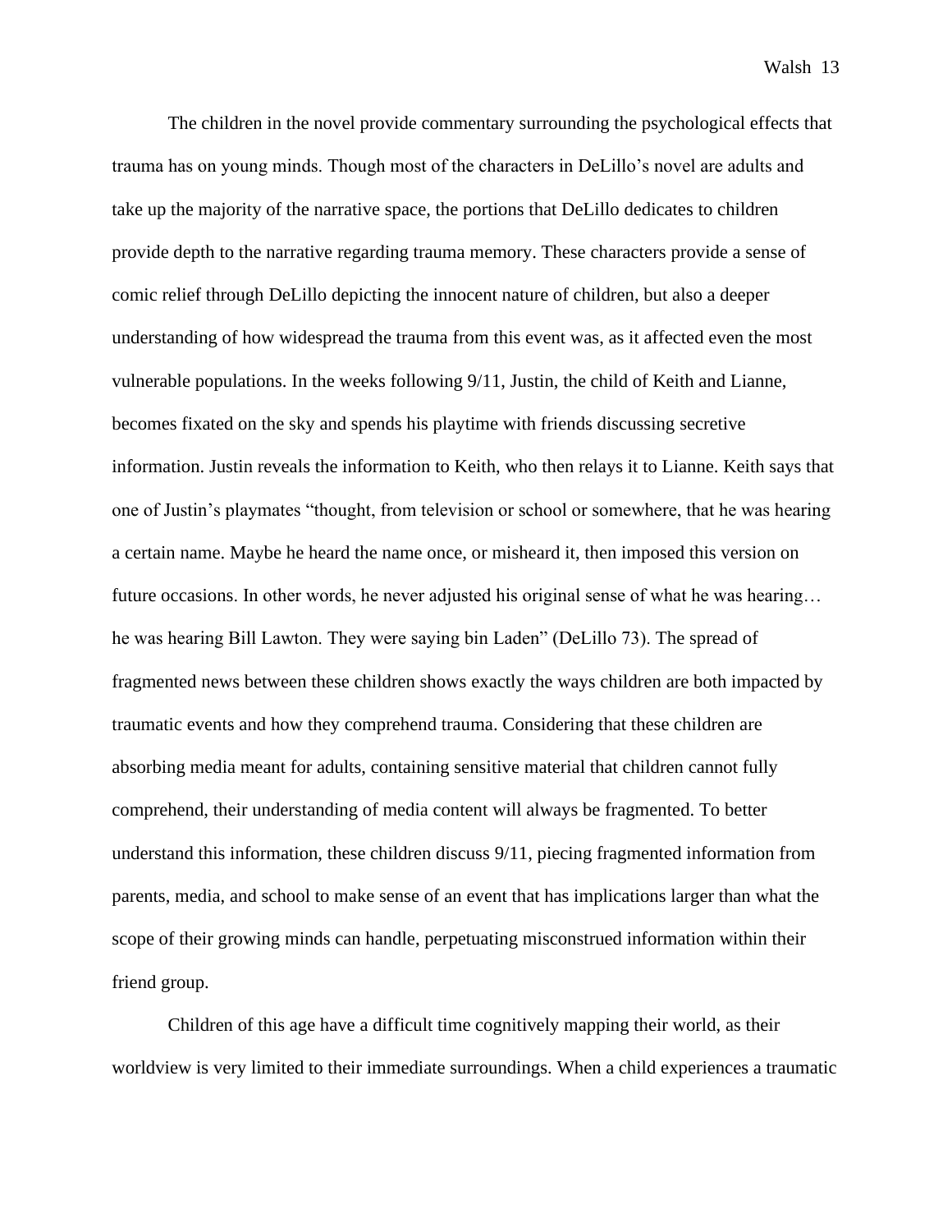The children in the novel provide commentary surrounding the psychological effects that trauma has on young minds. Though most of the characters in DeLillo's novel are adults and take up the majority of the narrative space, the portions that DeLillo dedicates to children provide depth to the narrative regarding trauma memory. These characters provide a sense of comic relief through DeLillo depicting the innocent nature of children, but also a deeper understanding of how widespread the trauma from this event was, as it affected even the most vulnerable populations. In the weeks following 9/11, Justin, the child of Keith and Lianne, becomes fixated on the sky and spends his playtime with friends discussing secretive information. Justin reveals the information to Keith, who then relays it to Lianne. Keith says that one of Justin's playmates "thought, from television or school or somewhere, that he was hearing a certain name. Maybe he heard the name once, or misheard it, then imposed this version on future occasions. In other words, he never adjusted his original sense of what he was hearing… he was hearing Bill Lawton. They were saying bin Laden" (DeLillo 73). The spread of fragmented news between these children shows exactly the ways children are both impacted by traumatic events and how they comprehend trauma. Considering that these children are absorbing media meant for adults, containing sensitive material that children cannot fully comprehend, their understanding of media content will always be fragmented. To better understand this information, these children discuss 9/11, piecing fragmented information from parents, media, and school to make sense of an event that has implications larger than what the scope of their growing minds can handle, perpetuating misconstrued information within their friend group.

Children of this age have a difficult time cognitively mapping their world, as their worldview is very limited to their immediate surroundings. When a child experiences a traumatic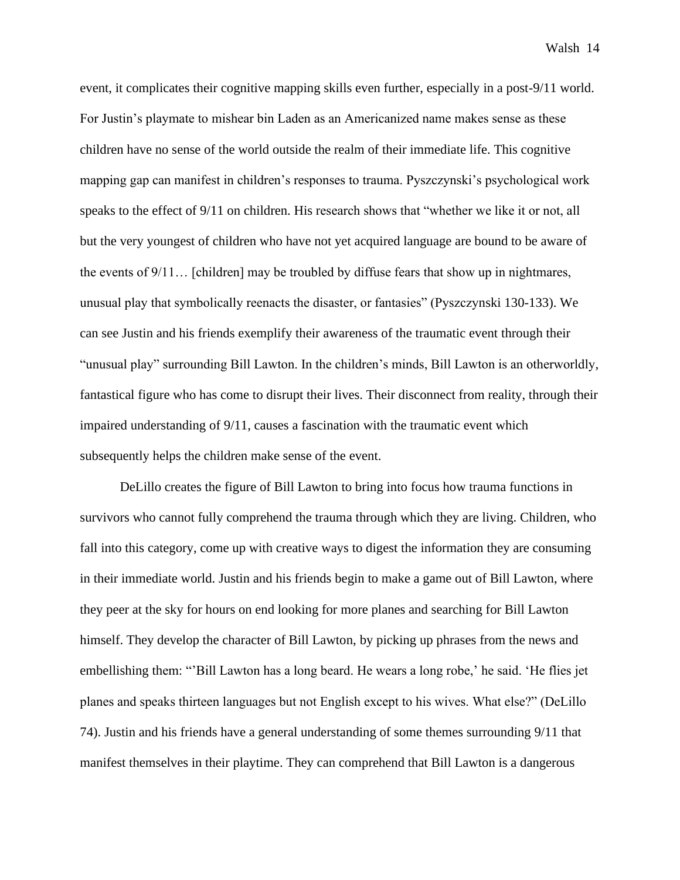event, it complicates their cognitive mapping skills even further, especially in a post-9/11 world. For Justin's playmate to mishear bin Laden as an Americanized name makes sense as these children have no sense of the world outside the realm of their immediate life. This cognitive mapping gap can manifest in children's responses to trauma. Pyszczynski's psychological work speaks to the effect of 9/11 on children. His research shows that "whether we like it or not, all but the very youngest of children who have not yet acquired language are bound to be aware of the events of 9/11… [children] may be troubled by diffuse fears that show up in nightmares, unusual play that symbolically reenacts the disaster, or fantasies" (Pyszczynski 130-133). We can see Justin and his friends exemplify their awareness of the traumatic event through their "unusual play" surrounding Bill Lawton. In the children's minds, Bill Lawton is an otherworldly, fantastical figure who has come to disrupt their lives. Their disconnect from reality, through their impaired understanding of 9/11, causes a fascination with the traumatic event which subsequently helps the children make sense of the event.

DeLillo creates the figure of Bill Lawton to bring into focus how trauma functions in survivors who cannot fully comprehend the trauma through which they are living. Children, who fall into this category, come up with creative ways to digest the information they are consuming in their immediate world. Justin and his friends begin to make a game out of Bill Lawton, where they peer at the sky for hours on end looking for more planes and searching for Bill Lawton himself. They develop the character of Bill Lawton, by picking up phrases from the news and embellishing them: "'Bill Lawton has a long beard. He wears a long robe,' he said. 'He flies jet planes and speaks thirteen languages but not English except to his wives. What else?" (DeLillo 74). Justin and his friends have a general understanding of some themes surrounding 9/11 that manifest themselves in their playtime. They can comprehend that Bill Lawton is a dangerous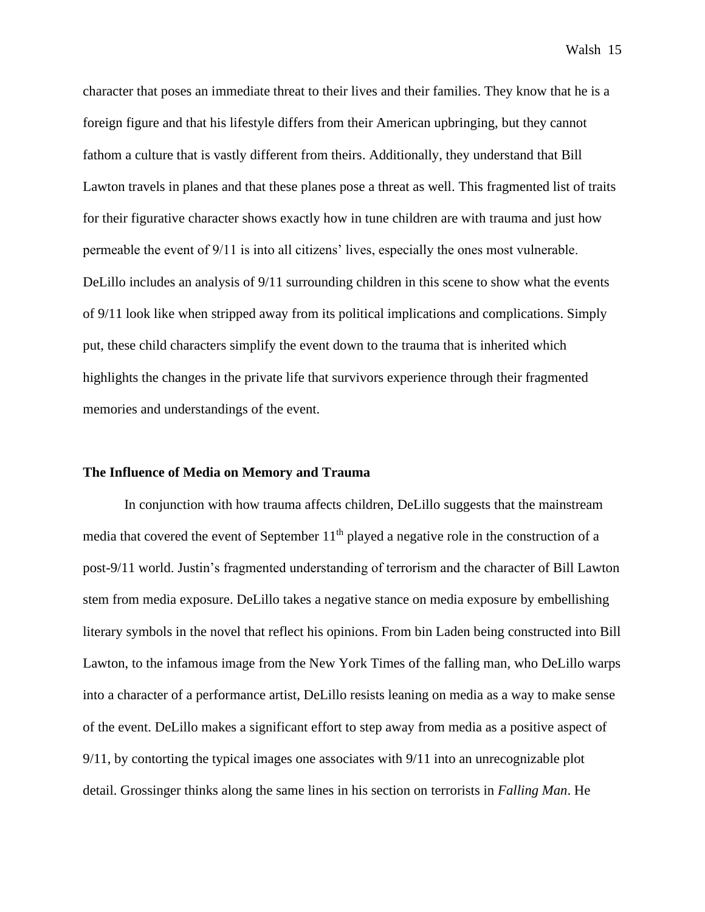character that poses an immediate threat to their lives and their families. They know that he is a foreign figure and that his lifestyle differs from their American upbringing, but they cannot fathom a culture that is vastly different from theirs. Additionally, they understand that Bill Lawton travels in planes and that these planes pose a threat as well. This fragmented list of traits for their figurative character shows exactly how in tune children are with trauma and just how permeable the event of 9/11 is into all citizens' lives, especially the ones most vulnerable. DeLillo includes an analysis of 9/11 surrounding children in this scene to show what the events of 9/11 look like when stripped away from its political implications and complications. Simply put, these child characters simplify the event down to the trauma that is inherited which highlights the changes in the private life that survivors experience through their fragmented memories and understandings of the event.

**The Influence of Media on Memory and Trauma**

In conjunction with how trauma affects children, DeLillo suggests that the mainstream media that covered the event of September 11th played a negative role in the construction of a post-9/11 world. Justin's fragmented understanding of terrorism and the character of Bill Lawton stem from media exposure. DeLillo takes a negative stance on media exposure by embellishing literary symbols in the novel that reflect his opinions. From bin Laden being constructed into Bill Lawton, to the infamous image from the New York Times of the falling man, who DeLillo warps into a character of a performance artist, DeLillo resists leaning on media as a way to make sense of the event. DeLillo makes a significant effort to step away from media as a positive aspect of 9/11, by contorting the typical images one associates with 9/11 into an unrecognizable plot detail. Grossinger thinks along the same lines in his section on terrorists in *Falling Man*. He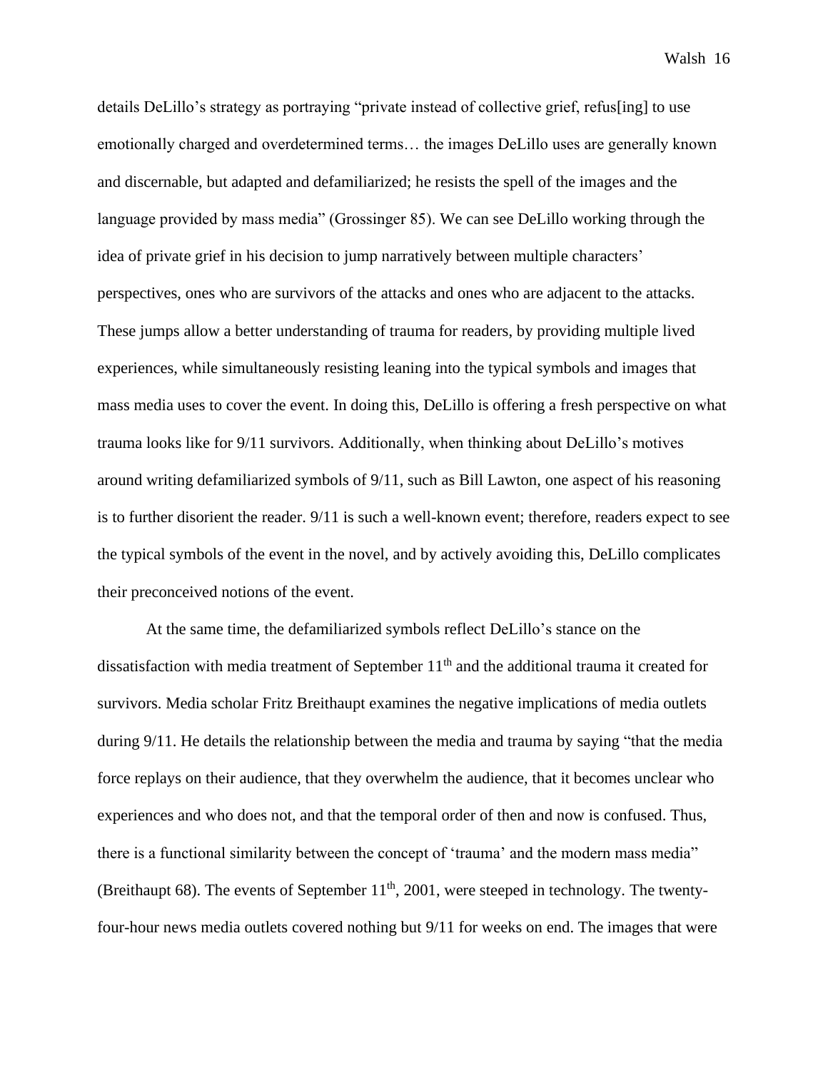details DeLillo's strategy as portraying "private instead of collective grief, refus[ing] to use emotionally charged and overdetermined terms… the images DeLillo uses are generally known and discernable, but adapted and defamiliarized; he resists the spell of the images and the language provided by mass media" (Grossinger 85). We can see DeLillo working through the idea of private grief in his decision to jump narratively between multiple characters' perspectives, ones who are survivors of the attacks and ones who are adjacent to the attacks. These jumps allow a better understanding of trauma for readers, by providing multiple lived experiences, while simultaneously resisting leaning into the typical symbols and images that mass media uses to cover the event. In doing this, DeLillo is offering a fresh perspective on what trauma looks like for 9/11 survivors. Additionally, when thinking about DeLillo's motives around writing defamiliarized symbols of 9/11, such as Bill Lawton, one aspect of his reasoning is to further disorient the reader. 9/11 is such a well-known event; therefore, readers expect to see the typical symbols of the event in the novel, and by actively avoiding this, DeLillo complicates their preconceived notions of the event.

At the same time, the defamiliarized symbols reflect DeLillo's stance on the dissatisfaction with media treatment of September 11th and the additional trauma it created for survivors. Media scholar Fritz Breithaupt examines the negative implications of media outlets during 9/11. He details the relationship between the media and trauma by saying "that the media force replays on their audience, that they overwhelm the audience, that it becomes unclear who experiences and who does not, and that the temporal order of then and now is confused. Thus, there is a functional similarity between the concept of 'trauma' and the modern mass media" (Breithaupt 68). The events of September 11th, 2001, were steeped in technology. The twenty-four-hour news media outlets covered nothing but 9/11 for weeks on end. The images that were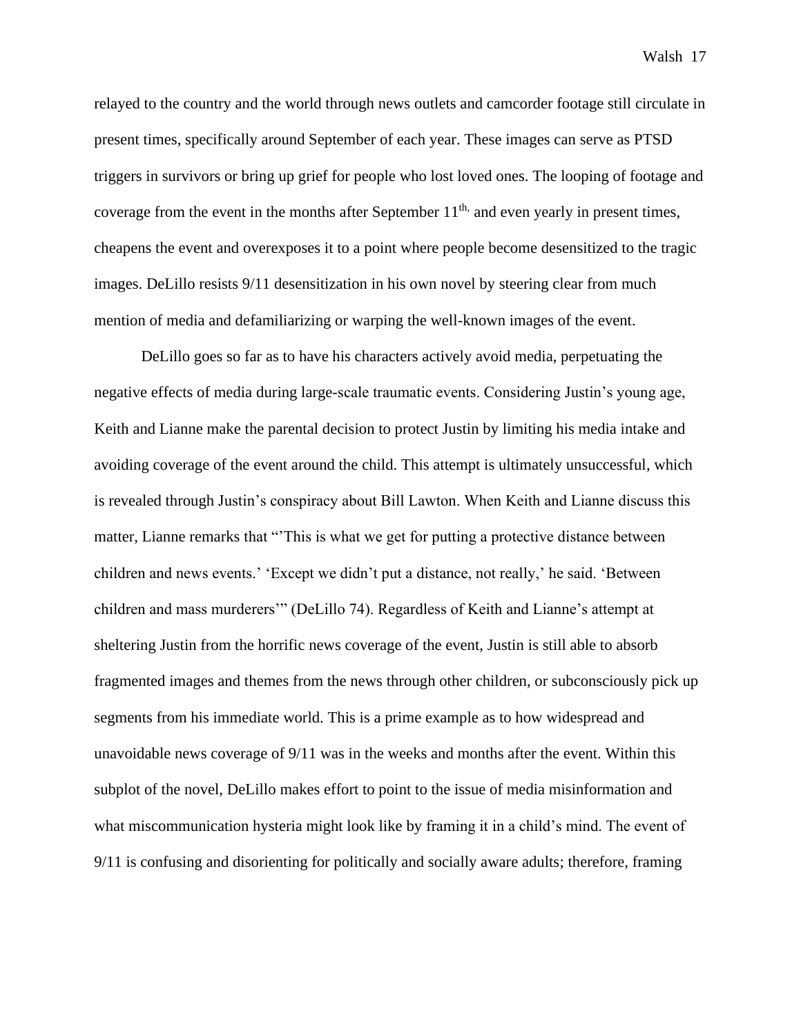relayed to the country and the world through news outlets and camcorder footage still circulate in present times, specifically around September of each year. These images can serve as PTSD triggers in survivors or bring up grief for people who lost loved ones. The looping of footage and coverage from the event in the months after September 11th, and even yearly in present times, cheapens the event and overexposes it to a point where people become desensitized to the tragic images. DeLillo resists 9/11 desensitization in his own novel by steering clear from much mention of media and defamiliarizing or warping the well-known images of the event.

DeLillo goes so far as to have his characters actively avoid media, perpetuating the negative effects of media during large-scale traumatic events. Considering Justin's young age, Keith and Lianne make the parental decision to protect Justin by limiting his media intake and avoiding coverage of the event around the child. This attempt is ultimately unsuccessful, which is revealed through Justin's conspiracy about Bill Lawton. When Keith and Lianne discuss this matter, Lianne remarks that "'This is what we get for putting a protective distance between children and news events.' 'Except we didn't put a distance, not really,' he said. 'Between children and mass murderers'" (DeLillo 74). Regardless of Keith and Lianne's attempt at sheltering Justin from the horrific news coverage of the event, Justin is still able to absorb fragmented images and themes from the news through other children, or subconsciously pick up segments from his immediate world. This is a prime example as to how widespread and unavoidable news coverage of 9/11 was in the weeks and months after the event. Within this subplot of the novel, DeLillo makes effort to point to the issue of media misinformation and what miscommunication hysteria might look like by framing it in a child's mind. The event of 9/11 is confusing and disorienting for politically and socially aware adults; therefore, framing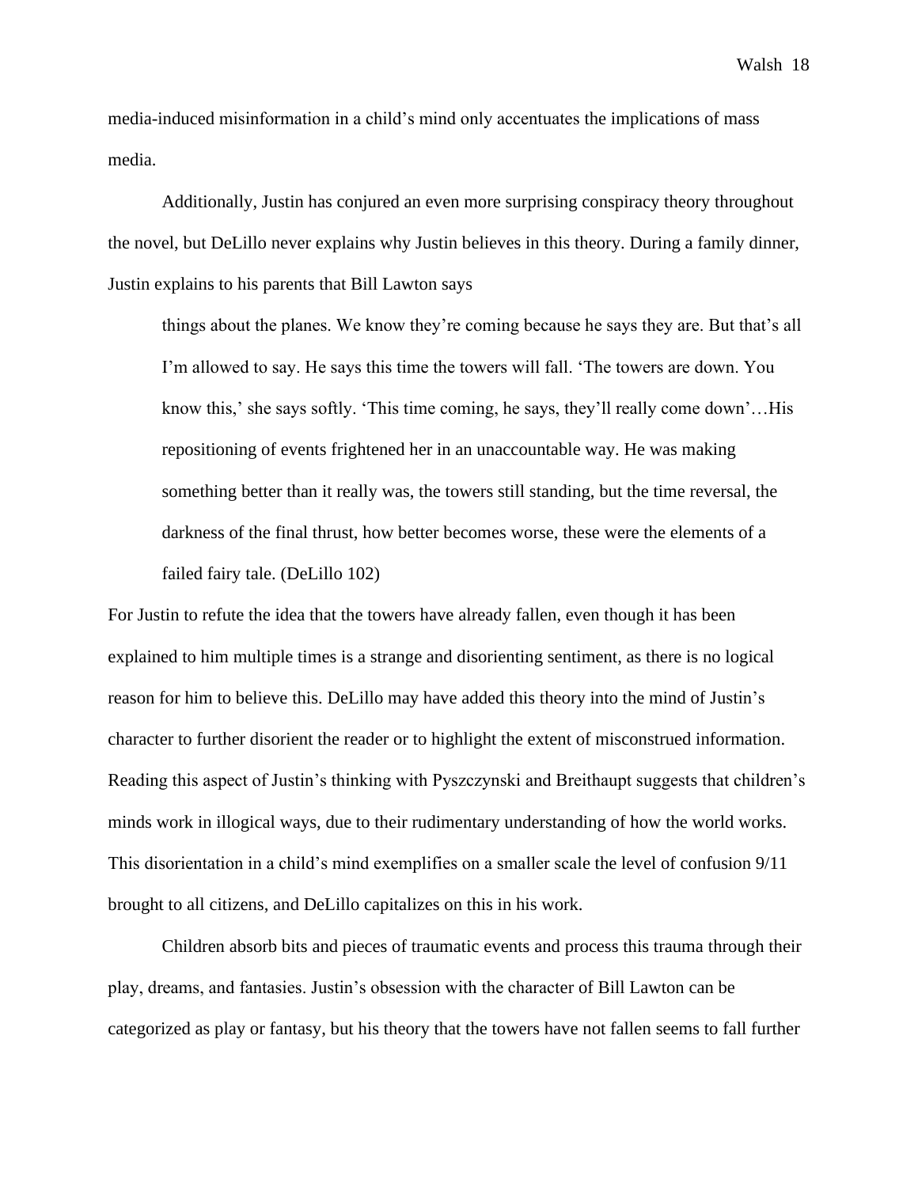media-induced misinformation in a child's mind only accentuates the implications of mass media.

Additionally, Justin has conjured an even more surprising conspiracy theory throughout the novel, but DeLillo never explains why Justin believes in this theory. During a family dinner, Justin explains to his parents that Bill Lawton says

> things about the planes. We know they're coming because he says they are. But that's all I'm allowed to say. He says this time the towers will fall. 'The towers are down. You know this,' she says softly. 'This time coming, he says, they'll really come down'…His repositioning of events frightened her in an unaccountable way. He was making something better than it really was, the towers still standing, but the time reversal, the darkness of the final thrust, how better becomes worse, these were the elements of a failed fairy tale. (DeLillo 102)

For Justin to refute the idea that the towers have already fallen, even though it has been explained to him multiple times is a strange and disorienting sentiment, as there is no logical reason for him to believe this. DeLillo may have added this theory into the mind of Justin's character to further disorient the reader or to highlight the extent of misconstrued information. Reading this aspect of Justin's thinking with Pyszczynski and Breithaupt suggests that children's minds work in illogical ways, due to their rudimentary understanding of how the world works. This disorientation in a child's mind exemplifies on a smaller scale the level of confusion 9/11 brought to all citizens, and DeLillo capitalizes on this in his work.

Children absorb bits and pieces of traumatic events and process this trauma through their play, dreams, and fantasies. Justin's obsession with the character of Bill Lawton can be categorized as play or fantasy, but his theory that the towers have not fallen seems to fall further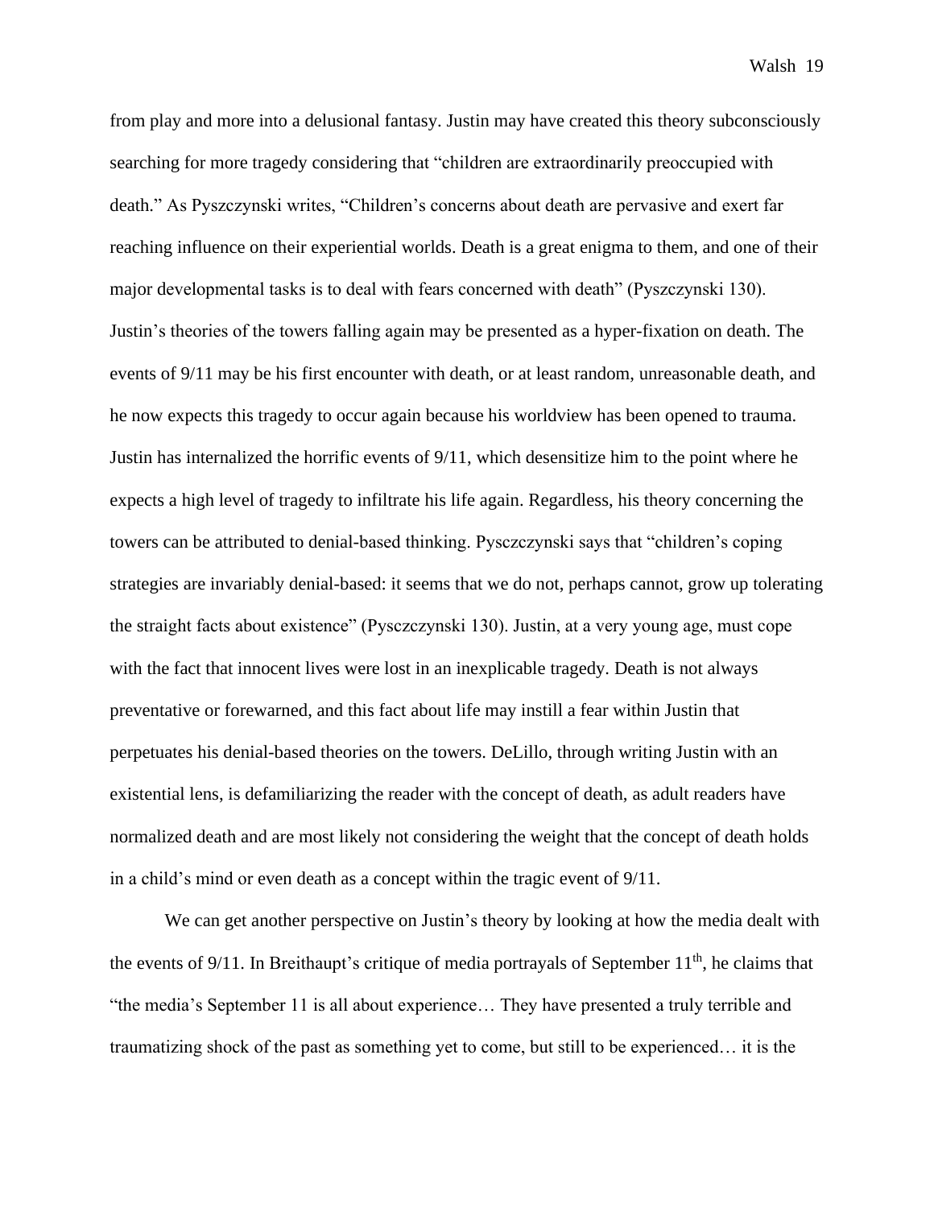from play and more into a delusional fantasy. Justin may have created this theory subconsciously searching for more tragedy considering that "children are extraordinarily preoccupied with death." As Pyszczynski writes, "Children's concerns about death are pervasive and exert far reaching influence on their experiential worlds. Death is a great enigma to them, and one of their major developmental tasks is to deal with fears concerned with death" (Pyszczynski 130). Justin's theories of the towers falling again may be presented as a hyper-fixation on death. The events of 9/11 may be his first encounter with death, or at least random, unreasonable death, and he now expects this tragedy to occur again because his worldview has been opened to trauma. Justin has internalized the horrific events of 9/11, which desensitize him to the point where he expects a high level of tragedy to infiltrate his life again. Regardless, his theory concerning the towers can be attributed to denial-based thinking. Pysczczynski says that "children's coping strategies are invariably denial-based: it seems that we do not, perhaps cannot, grow up tolerating the straight facts about existence" (Pysczczynski 130). Justin, at a very young age, must cope with the fact that innocent lives were lost in an inexplicable tragedy. Death is not always preventative or forewarned, and this fact about life may instill a fear within Justin that perpetuates his denial-based theories on the towers. DeLillo, through writing Justin with an existential lens, is defamiliarizing the reader with the concept of death, as adult readers have normalized death and are most likely not considering the weight that the concept of death holds in a child's mind or even death as a concept within the tragic event of 9/11.

We can get another perspective on Justin's theory by looking at how the media dealt with the events of 9/11. In Breithaupt's critique of media portrayals of September 11th, he claims that "the media's September 11 is all about experience… They have presented a truly terrible and traumatizing shock of the past as something yet to come, but still to be experienced… it is the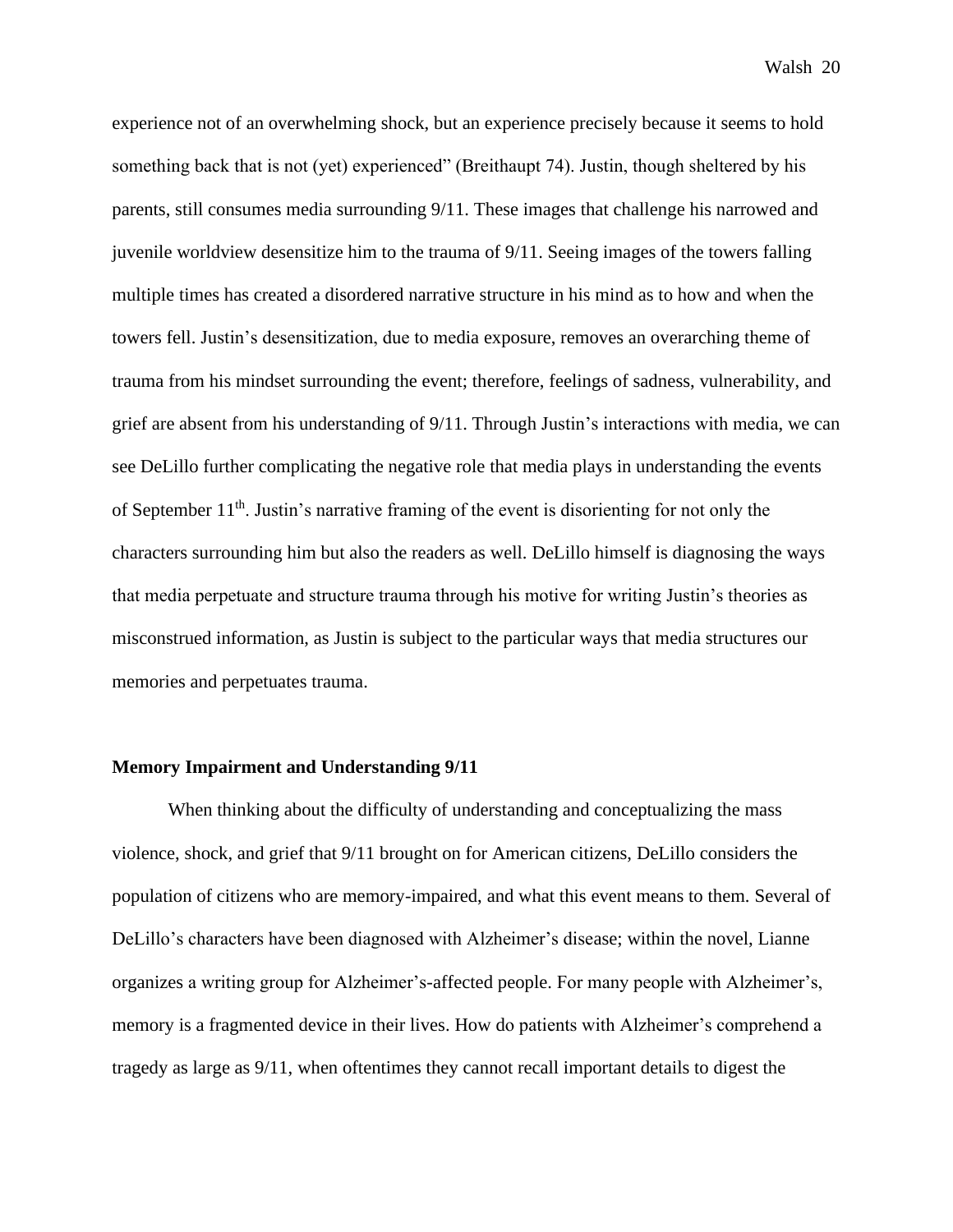experience not of an overwhelming shock, but an experience precisely because it seems to hold something back that is not (yet) experienced" (Breithaupt 74). Justin, though sheltered by his parents, still consumes media surrounding 9/11. These images that challenge his narrowed and juvenile worldview desensitize him to the trauma of 9/11. Seeing images of the towers falling multiple times has created a disordered narrative structure in his mind as to how and when the towers fell. Justin's desensitization, due to media exposure, removes an overarching theme of trauma from his mindset surrounding the event; therefore, feelings of sadness, vulnerability, and grief are absent from his understanding of 9/11. Through Justin's interactions with media, we can see DeLillo further complicating the negative role that media plays in understanding the events of September 11th. Justin's narrative framing of the event is disorienting for not only the characters surrounding him but also the readers as well. DeLillo himself is diagnosing the ways that media perpetuate and structure trauma through his motive for writing Justin's theories as misconstrued information, as Justin is subject to the particular ways that media structures our memories and perpetuates trauma.

**Memory Impairment and Understanding 9/11**

When thinking about the difficulty of understanding and conceptualizing the mass violence, shock, and grief that 9/11 brought on for American citizens, DeLillo considers the population of citizens who are memory-impaired, and what this event means to them. Several of DeLillo's characters have been diagnosed with Alzheimer's disease; within the novel, Lianne organizes a writing group for Alzheimer's-affected people. For many people with Alzheimer's, memory is a fragmented device in their lives. How do patients with Alzheimer's comprehend a tragedy as large as 9/11, when oftentimes they cannot recall important details to digest the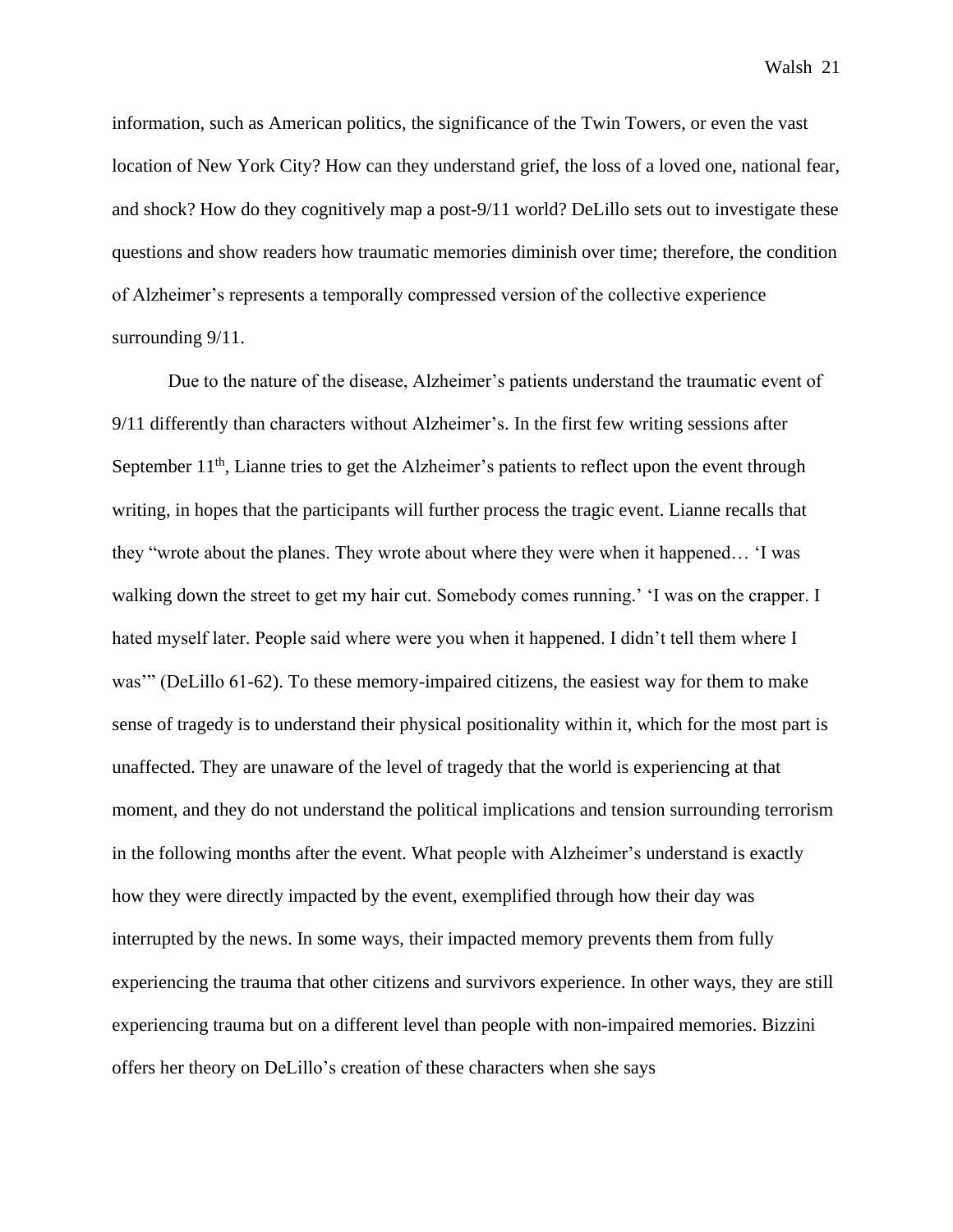information, such as American politics, the significance of the Twin Towers, or even the vast location of New York City? How can they understand grief, the loss of a loved one, national fear, and shock? How do they cognitively map a post-9/11 world? DeLillo sets out to investigate these questions and show readers how traumatic memories diminish over time; therefore, the condition of Alzheimer's represents a temporally compressed version of the collective experience surrounding 9/11.

Due to the nature of the disease, Alzheimer's patients understand the traumatic event of 9/11 differently than characters without Alzheimer's. In the first few writing sessions after September 11th, Lianne tries to get the Alzheimer's patients to reflect upon the event through writing, in hopes that the participants will further process the tragic event. Lianne recalls that they "wrote about the planes. They wrote about where they were when it happened… 'I was walking down the street to get my hair cut. Somebody comes running.' 'I was on the crapper. I hated myself later. People said where were you when it happened. I didn't tell them where I was'" (DeLillo 61-62). To these memory-impaired citizens, the easiest way for them to make sense of tragedy is to understand their physical positionality within it, which for the most part is unaffected. They are unaware of the level of tragedy that the world is experiencing at that moment, and they do not understand the political implications and tension surrounding terrorism in the following months after the event. What people with Alzheimer's understand is exactly how they were directly impacted by the event, exemplified through how their day was interrupted by the news. In some ways, their impacted memory prevents them from fully experiencing the trauma that other citizens and survivors experience. In other ways, they are still experiencing trauma but on a different level than people with non-impaired memories. Bizzini offers her theory on DeLillo's creation of these characters when she says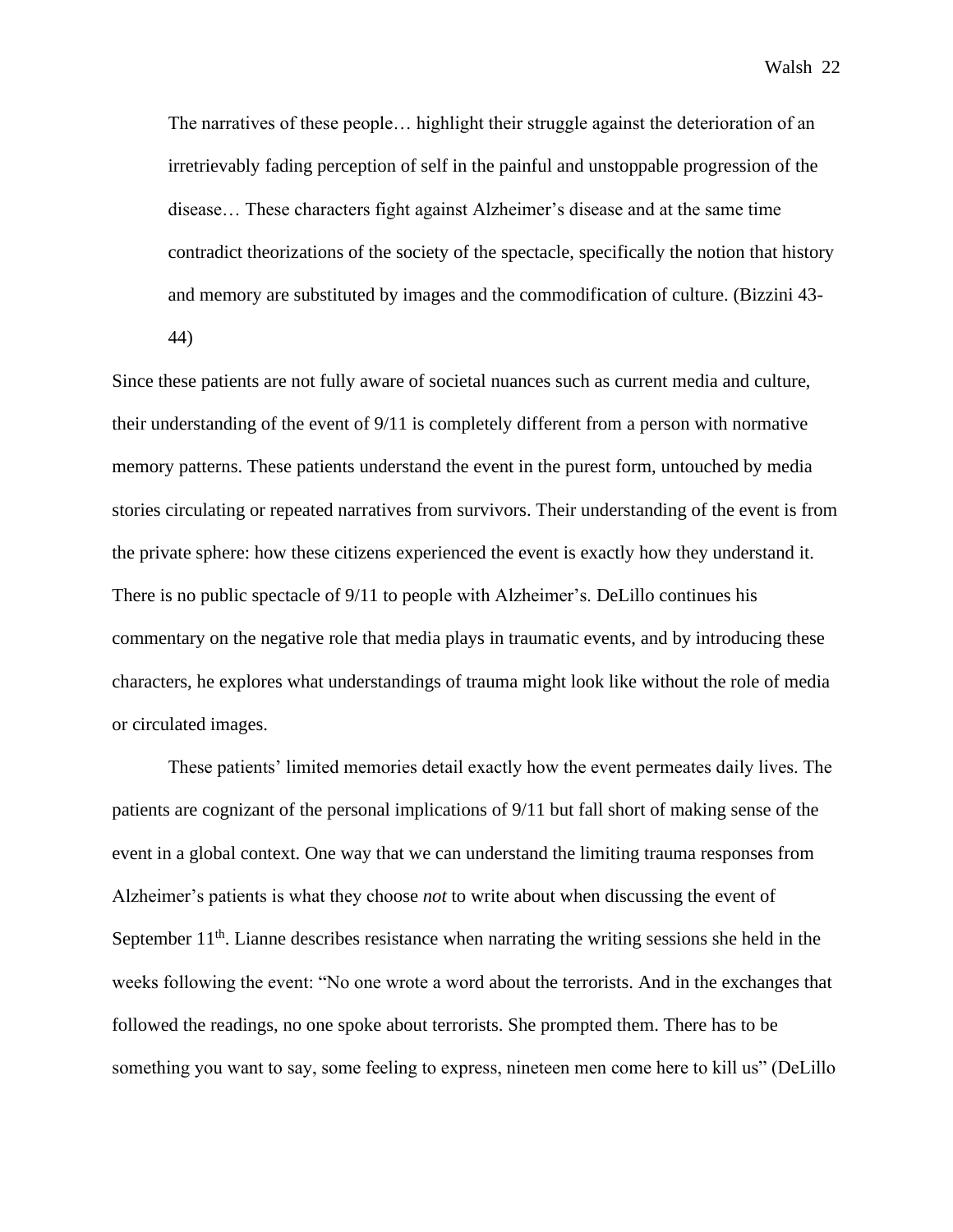> The narratives of these people… highlight their struggle against the deterioration of an irretrievably fading perception of self in the painful and unstoppable progression of the disease… These characters fight against Alzheimer's disease and at the same time contradict theorizations of the society of the spectacle, specifically the notion that history and memory are substituted by images and the commodification of culture. (Bizzini 43-44)

Since these patients are not fully aware of societal nuances such as current media and culture, their understanding of the event of 9/11 is completely different from a person with normative memory patterns. These patients understand the event in the purest form, untouched by media stories circulating or repeated narratives from survivors. Their understanding of the event is from the private sphere: how these citizens experienced the event is exactly how they understand it. There is no public spectacle of 9/11 to people with Alzheimer's. DeLillo continues his commentary on the negative role that media plays in traumatic events, and by introducing these characters, he explores what understandings of trauma might look like without the role of media or circulated images.

These patients' limited memories detail exactly how the event permeates daily lives. The patients are cognizant of the personal implications of 9/11 but fall short of making sense of the event in a global context. One way that we can understand the limiting trauma responses from Alzheimer's patients is what they choose *not* to write about when discussing the event of September 11th. Lianne describes resistance when narrating the writing sessions she held in the weeks following the event: "No one wrote a word about the terrorists. And in the exchanges that followed the readings, no one spoke about terrorists. She prompted them. There has to be something you want to say, some feeling to express, nineteen men come here to kill us" (DeLillo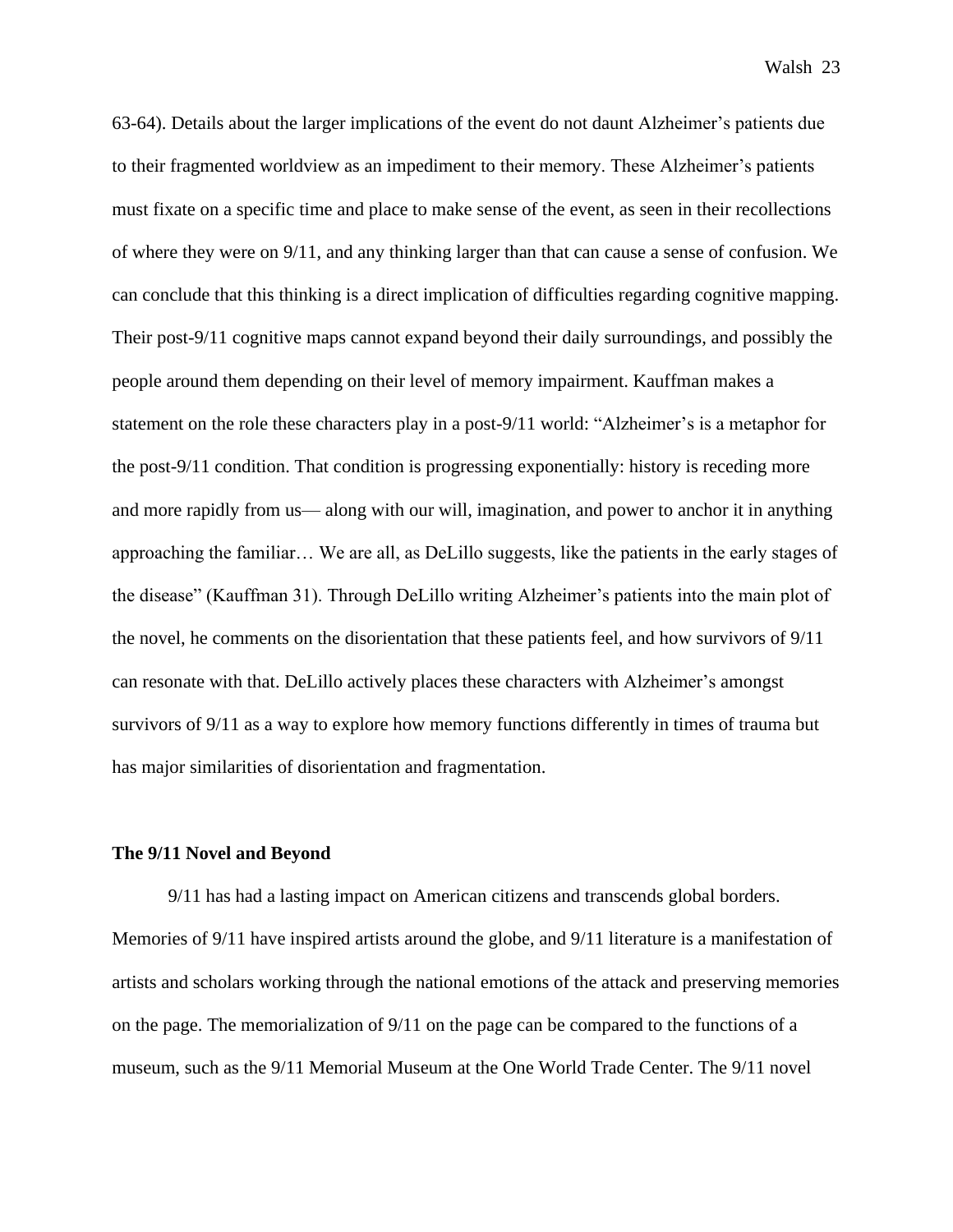63-64). Details about the larger implications of the event do not daunt Alzheimer's patients due to their fragmented worldview as an impediment to their memory. These Alzheimer's patients must fixate on a specific time and place to make sense of the event, as seen in their recollections of where they were on 9/11, and any thinking larger than that can cause a sense of confusion. We can conclude that this thinking is a direct implication of difficulties regarding cognitive mapping. Their post-9/11 cognitive maps cannot expand beyond their daily surroundings, and possibly the people around them depending on their level of memory impairment. Kauffman makes a statement on the role these characters play in a post-9/11 world: "Alzheimer's is a metaphor for the post-9/11 condition. That condition is progressing exponentially: history is receding more and more rapidly from us— along with our will, imagination, and power to anchor it in anything approaching the familiar… We are all, as DeLillo suggests, like the patients in the early stages of the disease" (Kauffman 31). Through DeLillo writing Alzheimer's patients into the main plot of the novel, he comments on the disorientation that these patients feel, and how survivors of 9/11 can resonate with that. DeLillo actively places these characters with Alzheimer's amongst survivors of 9/11 as a way to explore how memory functions differently in times of trauma but has major similarities of disorientation and fragmentation.

**The 9/11 Novel and Beyond**

9/11 has had a lasting impact on American citizens and transcends global borders. Memories of 9/11 have inspired artists around the globe, and 9/11 literature is a manifestation of artists and scholars working through the national emotions of the attack and preserving memories on the page. The memorialization of 9/11 on the page can be compared to the functions of a museum, such as the 9/11 Memorial Museum at the One World Trade Center. The 9/11 novel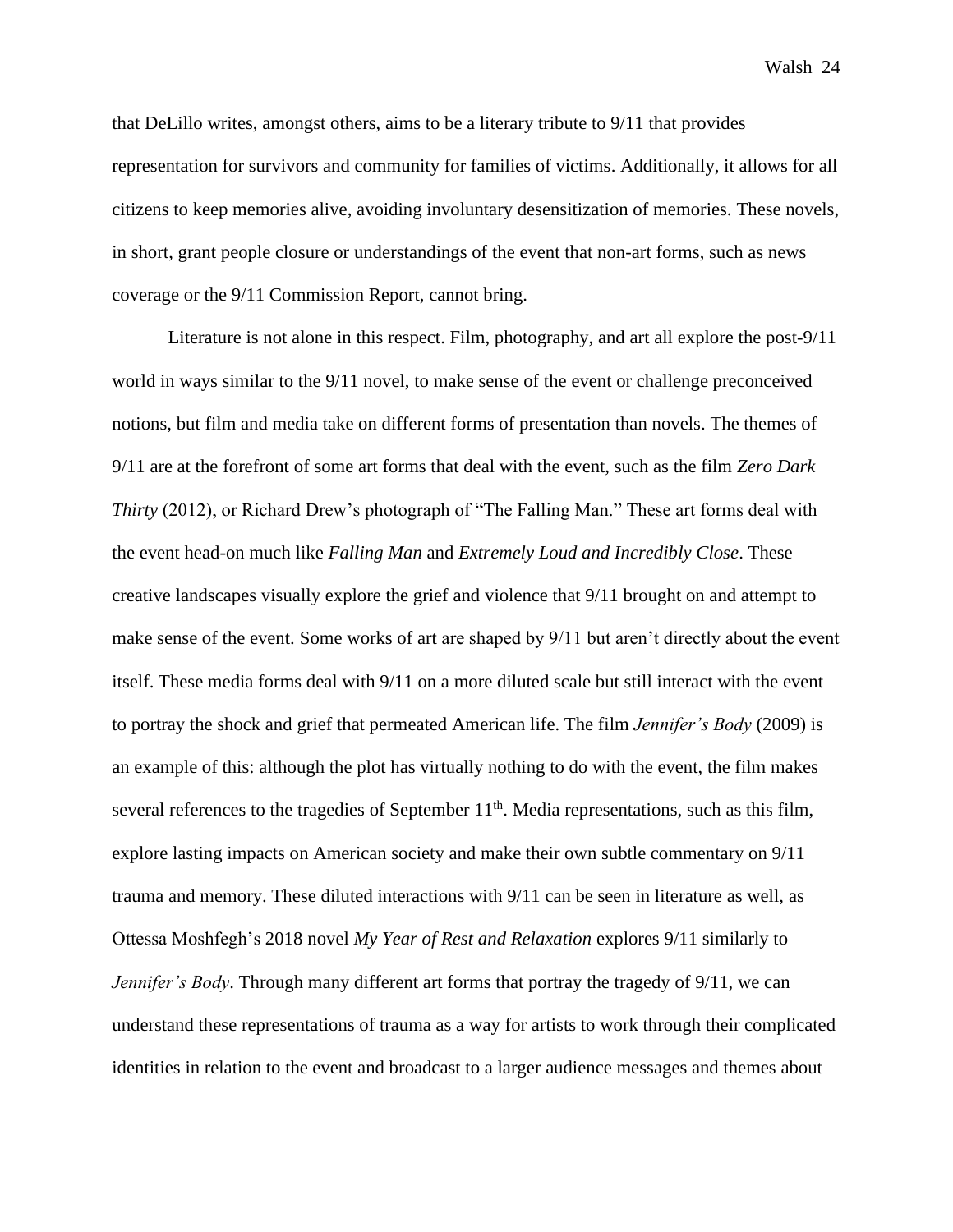that DeLillo writes, amongst others, aims to be a literary tribute to 9/11 that provides representation for survivors and community for families of victims. Additionally, it allows for all citizens to keep memories alive, avoiding involuntary desensitization of memories. These novels, in short, grant people closure or understandings of the event that non-art forms, such as news coverage or the 9/11 Commission Report, cannot bring.

Literature is not alone in this respect. Film, photography, and art all explore the post-9/11 world in ways similar to the 9/11 novel, to make sense of the event or challenge preconceived notions, but film and media take on different forms of presentation than novels. The themes of 9/11 are at the forefront of some art forms that deal with the event, such as the film *Zero Dark Thirty* (2012), or Richard Drew's photograph of "The Falling Man." These art forms deal with the event head-on much like *Falling Man* and *Extremely Loud and Incredibly Close*. These creative landscapes visually explore the grief and violence that 9/11 brought on and attempt to make sense of the event. Some works of art are shaped by 9/11 but aren't directly about the event itself. These media forms deal with 9/11 on a more diluted scale but still interact with the event to portray the shock and grief that permeated American life. The film *Jennifer's Body* (2009) is an example of this: although the plot has virtually nothing to do with the event, the film makes several references to the tragedies of September 11th. Media representations, such as this film, explore lasting impacts on American society and make their own subtle commentary on 9/11 trauma and memory. These diluted interactions with 9/11 can be seen in literature as well, as Ottessa Moshfegh's 2018 novel *My Year of Rest and Relaxation* explores 9/11 similarly to *Jennifer's Body*. Through many different art forms that portray the tragedy of 9/11, we can understand these representations of trauma as a way for artists to work through their complicated identities in relation to the event and broadcast to a larger audience messages and themes about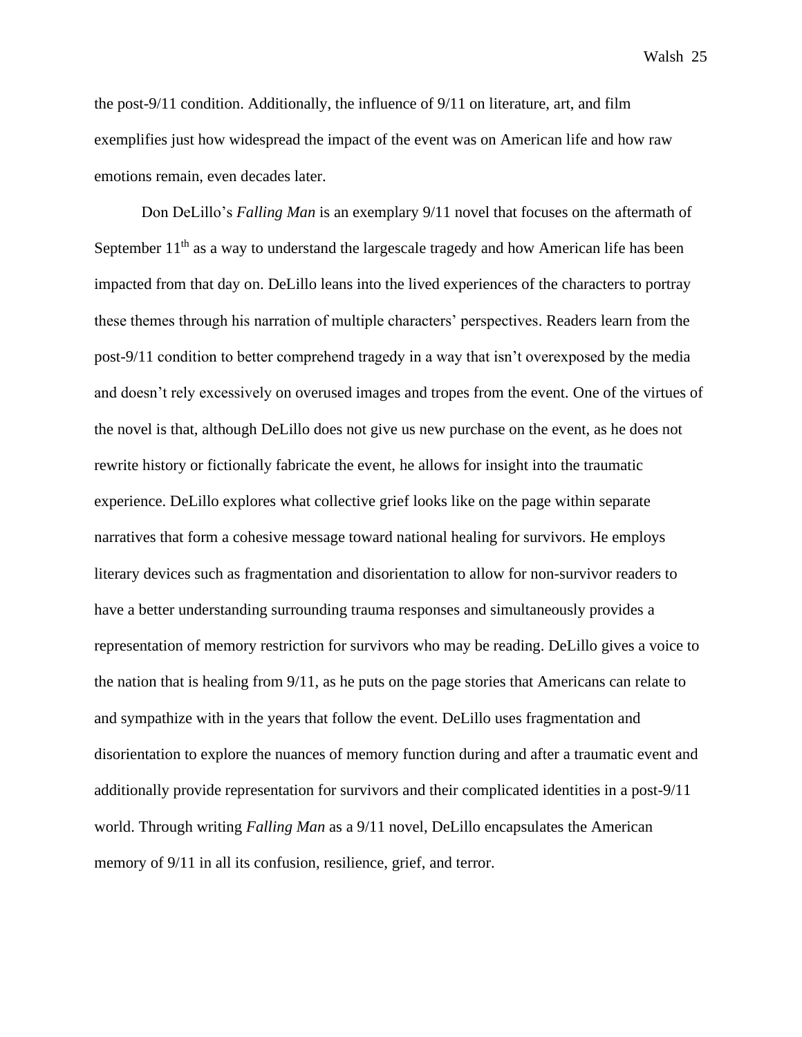the post-9/11 condition. Additionally, the influence of 9/11 on literature, art, and film exemplifies just how widespread the impact of the event was on American life and how raw emotions remain, even decades later.

Don DeLillo's *Falling Man* is an exemplary 9/11 novel that focuses on the aftermath of September 11th as a way to understand the largescale tragedy and how American life has been impacted from that day on. DeLillo leans into the lived experiences of the characters to portray these themes through his narration of multiple characters' perspectives. Readers learn from the post-9/11 condition to better comprehend tragedy in a way that isn't overexposed by the media and doesn't rely excessively on overused images and tropes from the event. One of the virtues of the novel is that, although DeLillo does not give us new purchase on the event, as he does not rewrite history or fictionally fabricate the event, he allows for insight into the traumatic experience. DeLillo explores what collective grief looks like on the page within separate narratives that form a cohesive message toward national healing for survivors. He employs literary devices such as fragmentation and disorientation to allow for non-survivor readers to have a better understanding surrounding trauma responses and simultaneously provides a representation of memory restriction for survivors who may be reading. DeLillo gives a voice to the nation that is healing from 9/11, as he puts on the page stories that Americans can relate to and sympathize with in the years that follow the event. DeLillo uses fragmentation and disorientation to explore the nuances of memory function during and after a traumatic event and additionally provide representation for survivors and their complicated identities in a post-9/11 world. Through writing *Falling Man* as a 9/11 novel, DeLillo encapsulates the American memory of 9/11 in all its confusion, resilience, grief, and terror.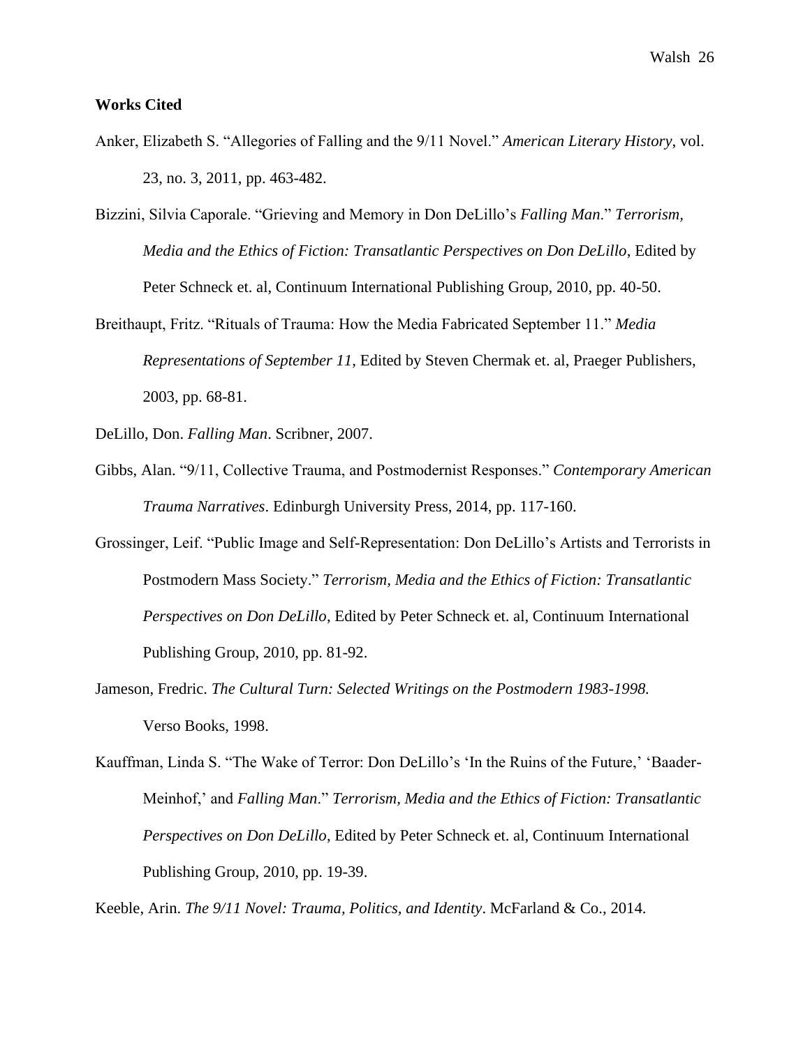**Works Cited**

Anker, Elizabeth S. "Allegories of Falling and the 9/11 Novel." *American Literary History*, vol. 23, no. 3, 2011, pp. 463-482.

Bizzini, Silvia Caporale. "Grieving and Memory in Don DeLillo's *Falling Man*." *Terrorism, Media and the Ethics of Fiction: Transatlantic Perspectives on Don DeLillo*, Edited by Peter Schneck et. al, Continuum International Publishing Group, 2010, pp. 40-50.

Breithaupt, Fritz. "Rituals of Trauma: How the Media Fabricated September 11." *Media Representations of September 11*, Edited by Steven Chermak et. al, Praeger Publishers, 2003, pp. 68-81.

DeLillo, Don. *Falling Man*. Scribner, 2007.

Gibbs, Alan. "9/11, Collective Trauma, and Postmodernist Responses." *Contemporary American Trauma Narratives*. Edinburgh University Press, 2014, pp. 117-160.

Grossinger, Leif. "Public Image and Self-Representation: Don DeLillo's Artists and Terrorists in Postmodern Mass Society." *Terrorism, Media and the Ethics of Fiction: Transatlantic Perspectives on Don DeLillo*, Edited by Peter Schneck et. al, Continuum International Publishing Group, 2010, pp. 81-92.

Jameson, Fredric. *The Cultural Turn: Selected Writings on the Postmodern 1983-1998.* Verso Books, 1998.

Kauffman, Linda S. "The Wake of Terror: Don DeLillo's 'In the Ruins of the Future,' 'Baader-Meinhof,' and *Falling Man*." *Terrorism, Media and the Ethics of Fiction: Transatlantic Perspectives on Don DeLillo*, Edited by Peter Schneck et. al, Continuum International Publishing Group, 2010, pp. 19-39.

Keeble, Arin. *The 9/11 Novel: Trauma, Politics, and Identity*. McFarland & Co., 2014.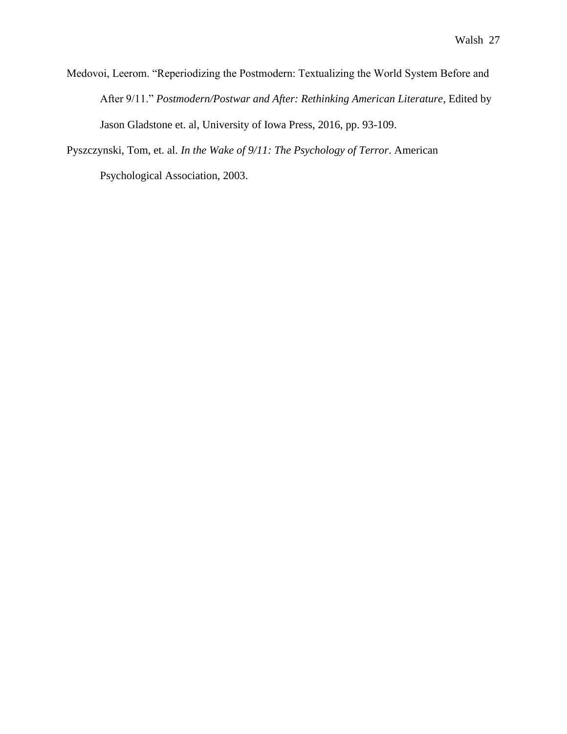Medovoi, Leerom. "Reperiodizing the Postmodern: Textualizing the World System Before and After 9/11." *Postmodern/Postwar and After: Rethinking American Literature,* Edited by Jason Gladstone et. al, University of Iowa Press, 2016, pp. 93-109.

Pyszczynski, Tom, et. al. *In the Wake of 9/11: The Psychology of Terror*. American Psychological Association, 2003.